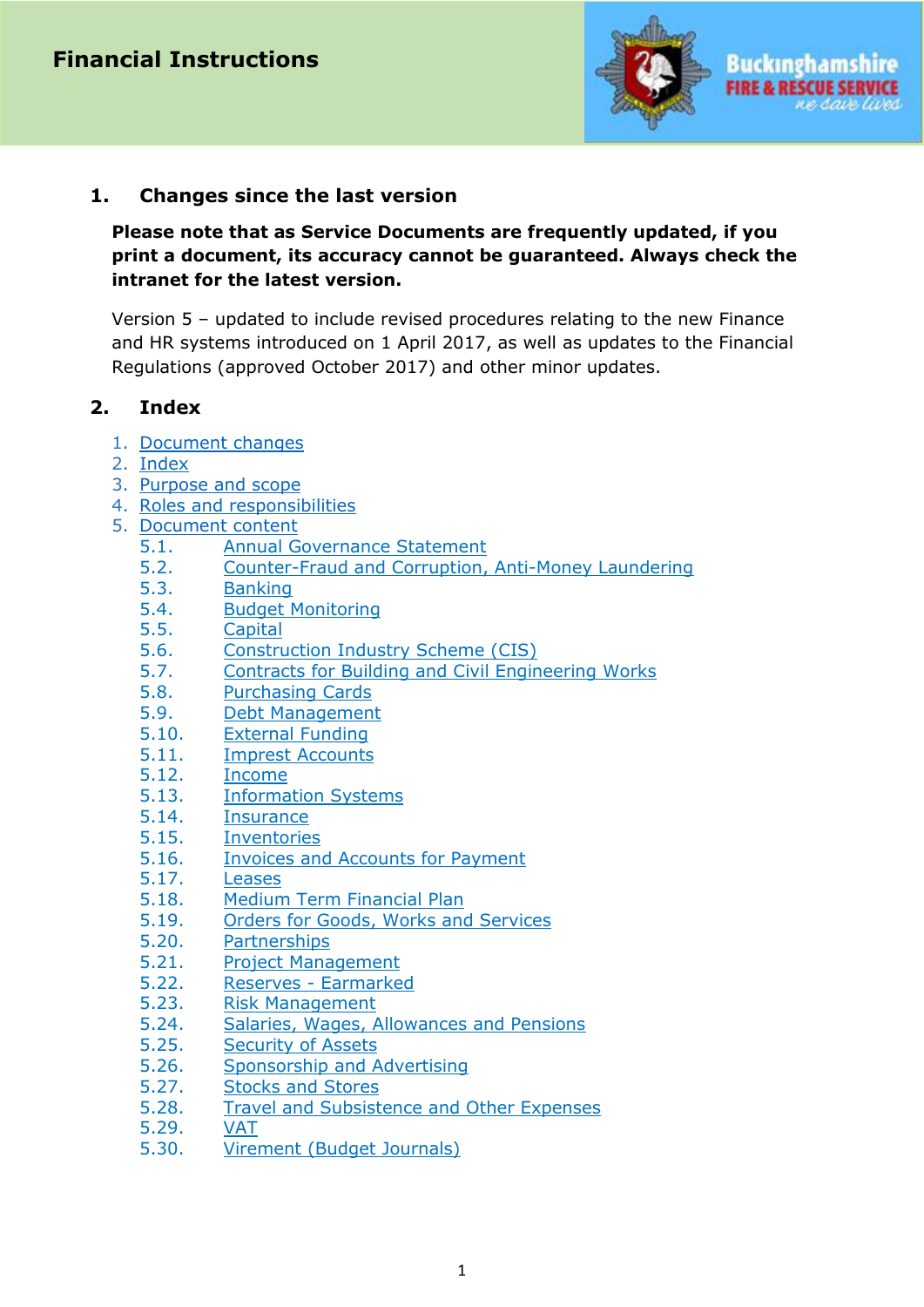# Financial Instructions

Buckinghamshire FIRE & RESCUE SERVICE *we save lives*

## 1. Changes since the last version

**Please note that as Service Documents are frequently updated, if you print a document, its accuracy cannot be guaranteed. Always check the intranet for the latest version.**

Version 5 – updated to include revised procedures relating to the new Finance and HR systems introduced on 1 April 2017, as well as updates to the Financial Regulations (approved October 2017) and other minor updates.

## 2. Index

1. Document changes
2. Index
3. Purpose and scope
4. Roles and responsibilities
5. Document content
    - 5.1. Annual Governance Statement
    - 5.2. Counter-Fraud and Corruption, Anti-Money Laundering
    - 5.3. Banking
    - 5.4. Budget Monitoring
    - 5.5. Capital
    - 5.6. Construction Industry Scheme (CIS)
    - 5.7. Contracts for Building and Civil Engineering Works
    - 5.8. Purchasing Cards
    - 5.9. Debt Management
    - 5.10. External Funding
    - 5.11. Imprest Accounts
    - 5.12. Income
    - 5.13. Information Systems
    - 5.14. Insurance
    - 5.15. Inventories
    - 5.16. Invoices and Accounts for Payment
    - 5.17. Leases
    - 5.18. Medium Term Financial Plan
    - 5.19. Orders for Goods, Works and Services
    - 5.20. Partnerships
    - 5.21. Project Management
    - 5.22. Reserves - Earmarked
    - 5.23. Risk Management
    - 5.24. Salaries, Wages, Allowances and Pensions
    - 5.25. Security of Assets
    - 5.26. Sponsorship and Advertising
    - 5.27. Stocks and Stores
    - 5.28. Travel and Subsistence and Other Expenses
    - 5.29. VAT
    - 5.30. Virement (Budget Journals)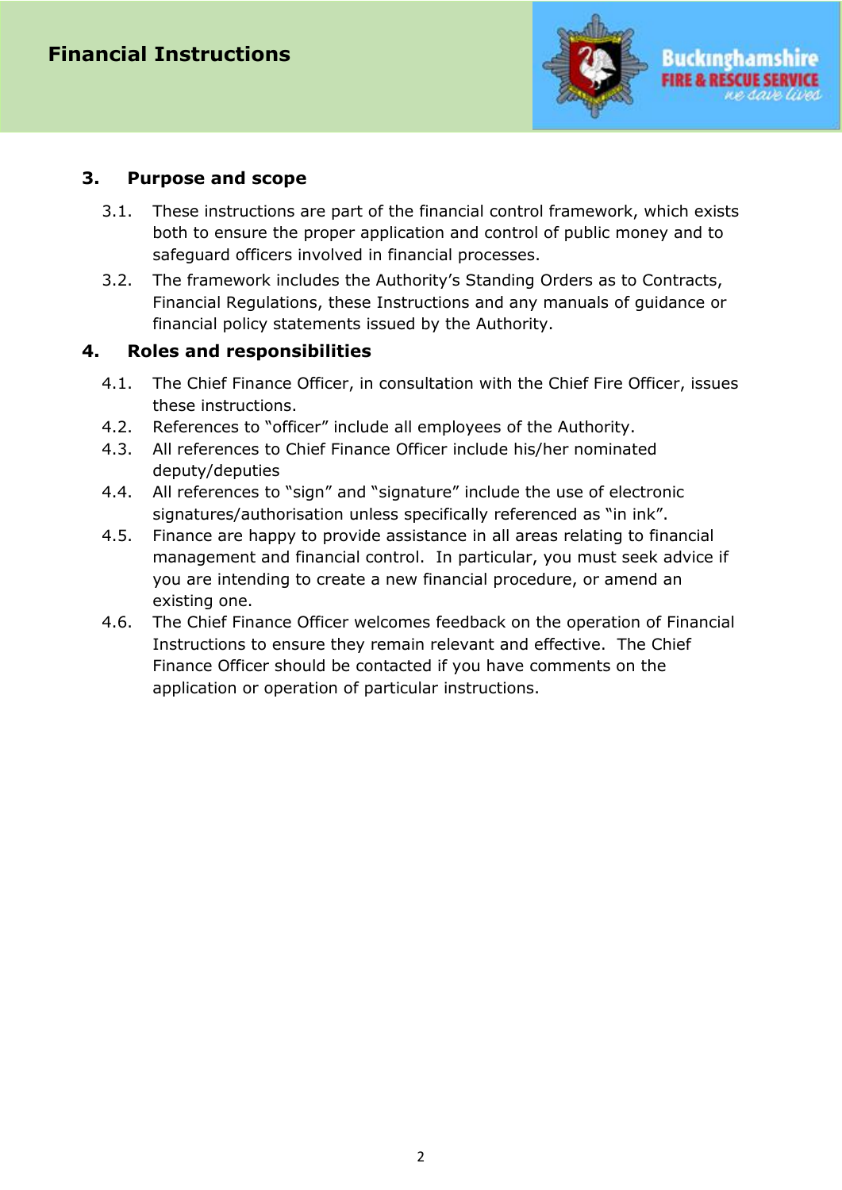## 3. Purpose and scope

3.1. These instructions are part of the financial control framework, which exists both to ensure the proper application and control of public money and to safeguard officers involved in financial processes.

3.2. The framework includes the Authority's Standing Orders as to Contracts, Financial Regulations, these Instructions and any manuals of guidance or financial policy statements issued by the Authority.

## 4. Roles and responsibilities

4.1. The Chief Finance Officer, in consultation with the Chief Fire Officer, issues these instructions.

4.2. References to "officer" include all employees of the Authority.

4.3. All references to Chief Finance Officer include his/her nominated deputy/deputies

4.4. All references to "sign" and "signature" include the use of electronic signatures/authorisation unless specifically referenced as "in ink".

4.5. Finance are happy to provide assistance in all areas relating to financial management and financial control. In particular, you must seek advice if you are intending to create a new financial procedure, or amend an existing one.

4.6. The Chief Finance Officer welcomes feedback on the operation of Financial Instructions to ensure they remain relevant and effective. The Chief Finance Officer should be contacted if you have comments on the application or operation of particular instructions.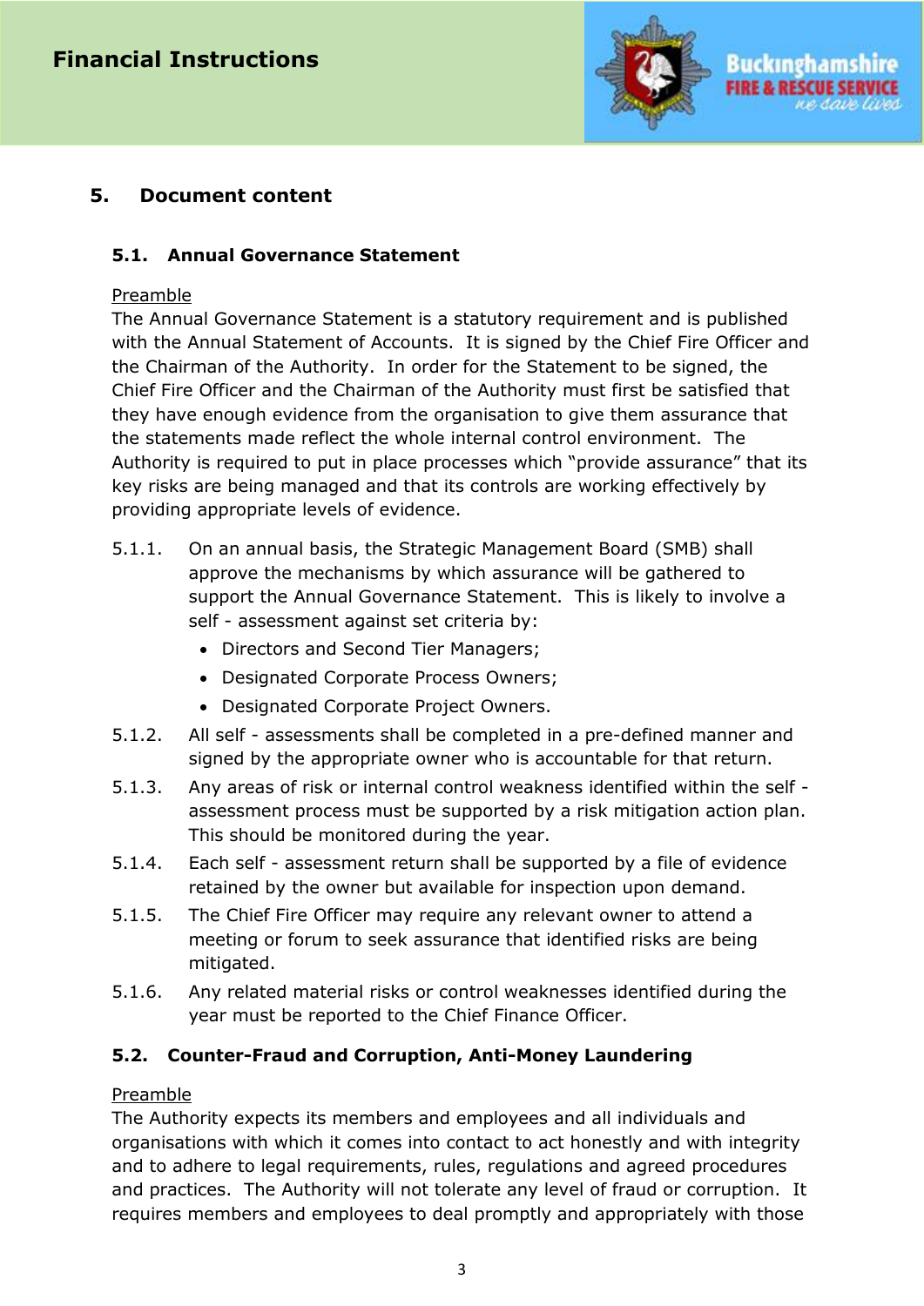## 5. Document content

### 5.1. Annual Governance Statement

Preamble

The Annual Governance Statement is a statutory requirement and is published with the Annual Statement of Accounts. It is signed by the Chief Fire Officer and the Chairman of the Authority. In order for the Statement to be signed, the Chief Fire Officer and the Chairman of the Authority must first be satisfied that they have enough evidence from the organisation to give them assurance that the statements made reflect the whole internal control environment. The Authority is required to put in place processes which "provide assurance" that its key risks are being managed and that its controls are working effectively by providing appropriate levels of evidence.

5.1.1. On an annual basis, the Strategic Management Board (SMB) shall approve the mechanisms by which assurance will be gathered to support the Annual Governance Statement. This is likely to involve a self - assessment against set criteria by:

- Directors and Second Tier Managers;
- Designated Corporate Process Owners;
- Designated Corporate Project Owners.

5.1.2. All self - assessments shall be completed in a pre-defined manner and signed by the appropriate owner who is accountable for that return.

5.1.3. Any areas of risk or internal control weakness identified within the self - assessment process must be supported by a risk mitigation action plan. This should be monitored during the year.

5.1.4. Each self - assessment return shall be supported by a file of evidence retained by the owner but available for inspection upon demand.

5.1.5. The Chief Fire Officer may require any relevant owner to attend a meeting or forum to seek assurance that identified risks are being mitigated.

5.1.6. Any related material risks or control weaknesses identified during the year must be reported to the Chief Finance Officer.

### 5.2. Counter-Fraud and Corruption, Anti-Money Laundering

Preamble

The Authority expects its members and employees and all individuals and organisations with which it comes into contact to act honestly and with integrity and to adhere to legal requirements, rules, regulations and agreed procedures and practices. The Authority will not tolerate any level of fraud or corruption. It requires members and employees to deal promptly and appropriately with those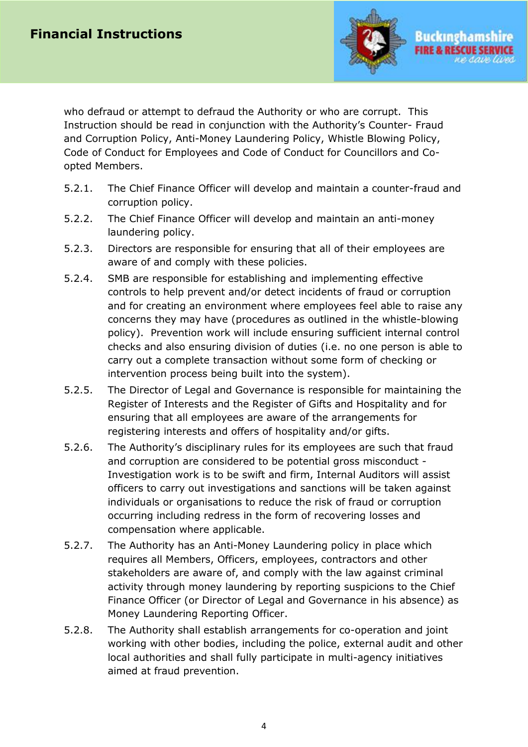who defraud or attempt to defraud the Authority or who are corrupt. This Instruction should be read in conjunction with the Authority's Counter- Fraud and Corruption Policy, Anti-Money Laundering Policy, Whistle Blowing Policy, Code of Conduct for Employees and Code of Conduct for Councillors and Co-opted Members.

5.2.1. The Chief Finance Officer will develop and maintain a counter-fraud and corruption policy.

5.2.2. The Chief Finance Officer will develop and maintain an anti-money laundering policy.

5.2.3. Directors are responsible for ensuring that all of their employees are aware of and comply with these policies.

5.2.4. SMB are responsible for establishing and implementing effective controls to help prevent and/or detect incidents of fraud or corruption and for creating an environment where employees feel able to raise any concerns they may have (procedures as outlined in the whistle-blowing policy). Prevention work will include ensuring sufficient internal control checks and also ensuring division of duties (i.e. no one person is able to carry out a complete transaction without some form of checking or intervention process being built into the system).

5.2.5. The Director of Legal and Governance is responsible for maintaining the Register of Interests and the Register of Gifts and Hospitality and for ensuring that all employees are aware of the arrangements for registering interests and offers of hospitality and/or gifts.

5.2.6. The Authority's disciplinary rules for its employees are such that fraud and corruption are considered to be potential gross misconduct - Investigation work is to be swift and firm, Internal Auditors will assist officers to carry out investigations and sanctions will be taken against individuals or organisations to reduce the risk of fraud or corruption occurring including redress in the form of recovering losses and compensation where applicable.

5.2.7. The Authority has an Anti-Money Laundering policy in place which requires all Members, Officers, employees, contractors and other stakeholders are aware of, and comply with the law against criminal activity through money laundering by reporting suspicions to the Chief Finance Officer (or Director of Legal and Governance in his absence) as Money Laundering Reporting Officer.

5.2.8. The Authority shall establish arrangements for co-operation and joint working with other bodies, including the police, external audit and other local authorities and shall fully participate in multi-agency initiatives aimed at fraud prevention.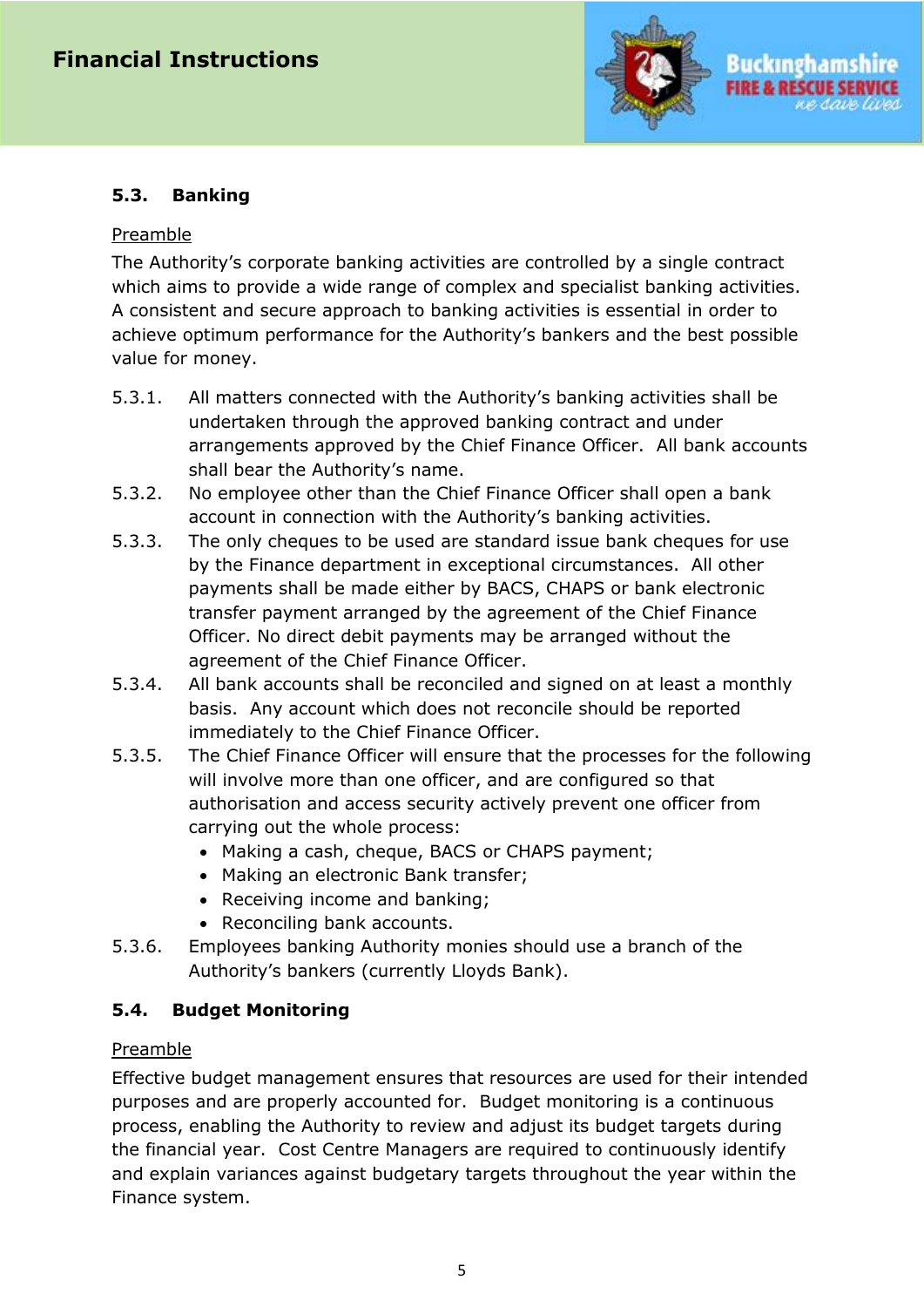### 5.3. Banking

Preamble

The Authority's corporate banking activities are controlled by a single contract which aims to provide a wide range of complex and specialist banking activities. A consistent and secure approach to banking activities is essential in order to achieve optimum performance for the Authority's bankers and the best possible value for money.

5.3.1. All matters connected with the Authority's banking activities shall be undertaken through the approved banking contract and under arrangements approved by the Chief Finance Officer. All bank accounts shall bear the Authority's name.

5.3.2. No employee other than the Chief Finance Officer shall open a bank account in connection with the Authority's banking activities.

5.3.3. The only cheques to be used are standard issue bank cheques for use by the Finance department in exceptional circumstances. All other payments shall be made either by BACS, CHAPS or bank electronic transfer payment arranged by the agreement of the Chief Finance Officer. No direct debit payments may be arranged without the agreement of the Chief Finance Officer.

5.3.4. All bank accounts shall be reconciled and signed on at least a monthly basis. Any account which does not reconcile should be reported immediately to the Chief Finance Officer.

5.3.5. The Chief Finance Officer will ensure that the processes for the following will involve more than one officer, and are configured so that authorisation and access security actively prevent one officer from carrying out the whole process:
- Making a cash, cheque, BACS or CHAPS payment;
- Making an electronic Bank transfer;
- Receiving income and banking;
- Reconciling bank accounts.

5.3.6. Employees banking Authority monies should use a branch of the Authority's bankers (currently Lloyds Bank).

### 5.4. Budget Monitoring

Preamble

Effective budget management ensures that resources are used for their intended purposes and are properly accounted for. Budget monitoring is a continuous process, enabling the Authority to review and adjust its budget targets during the financial year. Cost Centre Managers are required to continuously identify and explain variances against budgetary targets throughout the year within the Finance system.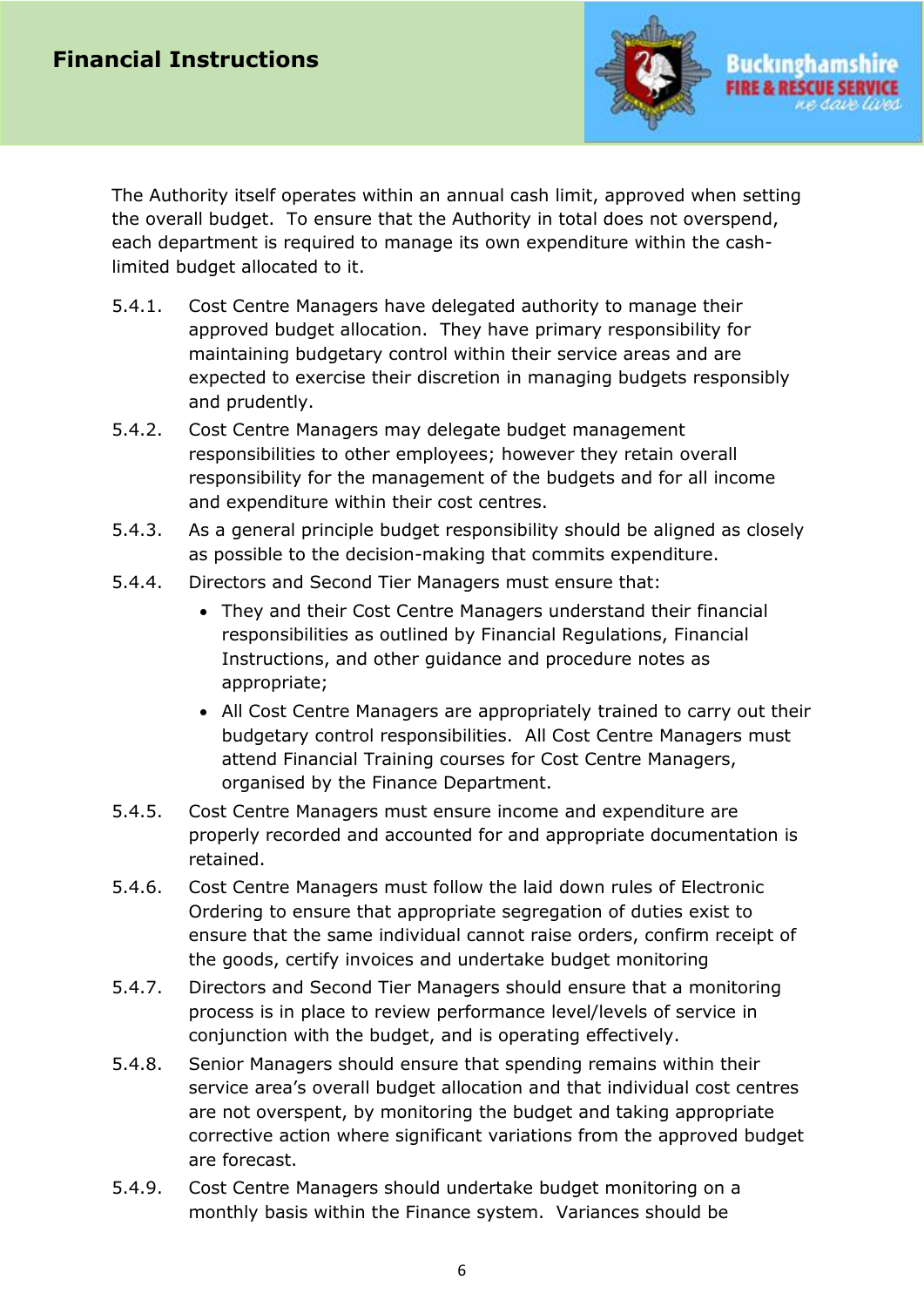The Authority itself operates within an annual cash limit, approved when setting the overall budget. To ensure that the Authority in total does not overspend, each department is required to manage its own expenditure within the cash-limited budget allocated to it.

5.4.1. Cost Centre Managers have delegated authority to manage their approved budget allocation. They have primary responsibility for maintaining budgetary control within their service areas and are expected to exercise their discretion in managing budgets responsibly and prudently.

5.4.2. Cost Centre Managers may delegate budget management responsibilities to other employees; however they retain overall responsibility for the management of the budgets and for all income and expenditure within their cost centres.

5.4.3. As a general principle budget responsibility should be aligned as closely as possible to the decision-making that commits expenditure.

5.4.4. Directors and Second Tier Managers must ensure that:

- They and their Cost Centre Managers understand their financial responsibilities as outlined by Financial Regulations, Financial Instructions, and other guidance and procedure notes as appropriate;
- All Cost Centre Managers are appropriately trained to carry out their budgetary control responsibilities. All Cost Centre Managers must attend Financial Training courses for Cost Centre Managers, organised by the Finance Department.

5.4.5. Cost Centre Managers must ensure income and expenditure are properly recorded and accounted for and appropriate documentation is retained.

5.4.6. Cost Centre Managers must follow the laid down rules of Electronic Ordering to ensure that appropriate segregation of duties exist to ensure that the same individual cannot raise orders, confirm receipt of the goods, certify invoices and undertake budget monitoring

5.4.7. Directors and Second Tier Managers should ensure that a monitoring process is in place to review performance level/levels of service in conjunction with the budget, and is operating effectively.

5.4.8. Senior Managers should ensure that spending remains within their service area's overall budget allocation and that individual cost centres are not overspent, by monitoring the budget and taking appropriate corrective action where significant variations from the approved budget are forecast.

5.4.9. Cost Centre Managers should undertake budget monitoring on a monthly basis within the Finance system. Variances should be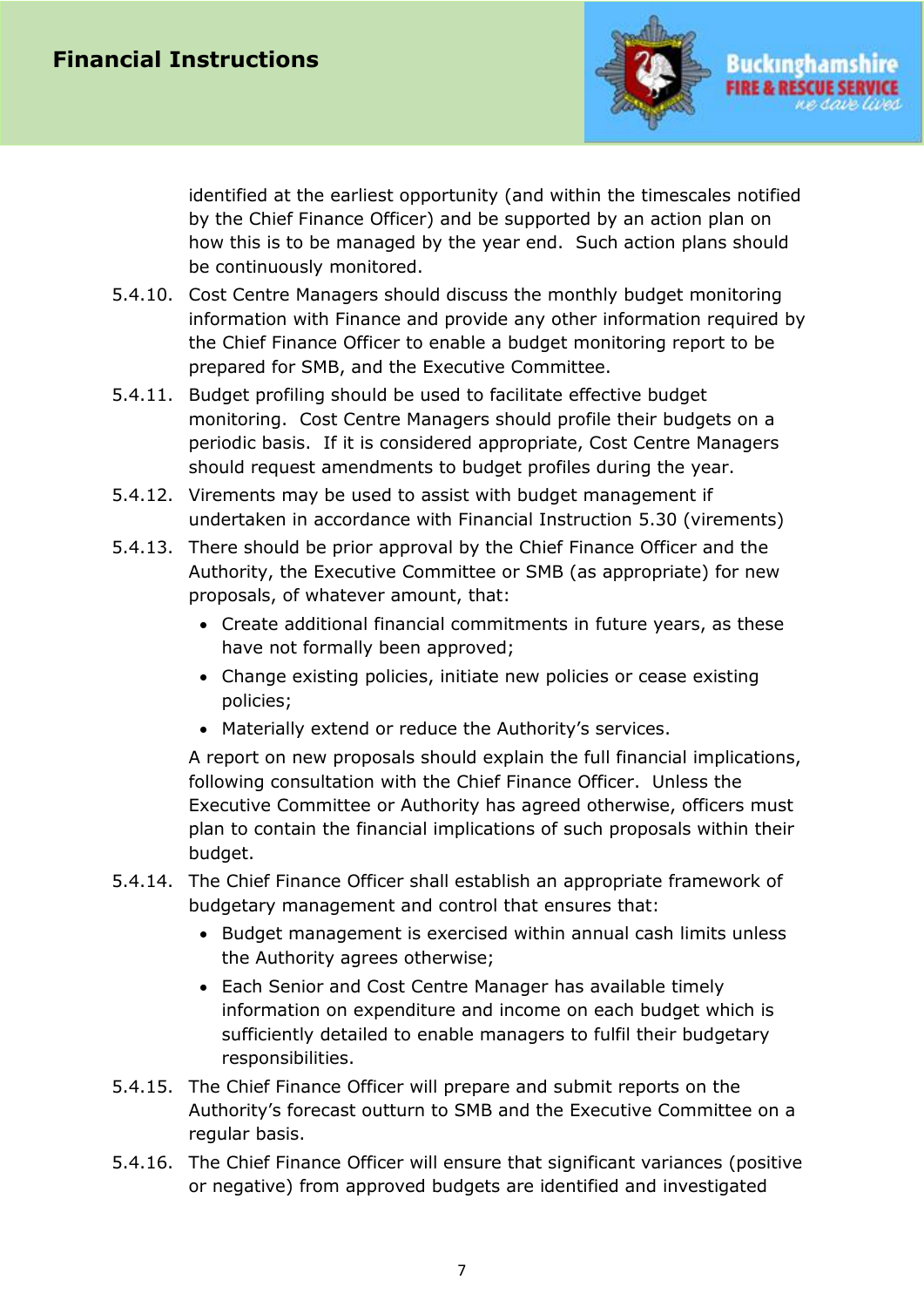identified at the earliest opportunity (and within the timescales notified by the Chief Finance Officer) and be supported by an action plan on how this is to be managed by the year end. Such action plans should be continuously monitored.

5.4.10. Cost Centre Managers should discuss the monthly budget monitoring information with Finance and provide any other information required by the Chief Finance Officer to enable a budget monitoring report to be prepared for SMB, and the Executive Committee.

5.4.11. Budget profiling should be used to facilitate effective budget monitoring. Cost Centre Managers should profile their budgets on a periodic basis. If it is considered appropriate, Cost Centre Managers should request amendments to budget profiles during the year.

5.4.12. Virements may be used to assist with budget management if undertaken in accordance with Financial Instruction 5.30 (virements)

5.4.13. There should be prior approval by the Chief Finance Officer and the Authority, the Executive Committee or SMB (as appropriate) for new proposals, of whatever amount, that:

- Create additional financial commitments in future years, as these have not formally been approved;
- Change existing policies, initiate new policies or cease existing policies;
- Materially extend or reduce the Authority's services.

A report on new proposals should explain the full financial implications, following consultation with the Chief Finance Officer. Unless the Executive Committee or Authority has agreed otherwise, officers must plan to contain the financial implications of such proposals within their budget.

5.4.14. The Chief Finance Officer shall establish an appropriate framework of budgetary management and control that ensures that:

- Budget management is exercised within annual cash limits unless the Authority agrees otherwise;
- Each Senior and Cost Centre Manager has available timely information on expenditure and income on each budget which is sufficiently detailed to enable managers to fulfil their budgetary responsibilities.

5.4.15. The Chief Finance Officer will prepare and submit reports on the Authority's forecast outturn to SMB and the Executive Committee on a regular basis.

5.4.16. The Chief Finance Officer will ensure that significant variances (positive or negative) from approved budgets are identified and investigated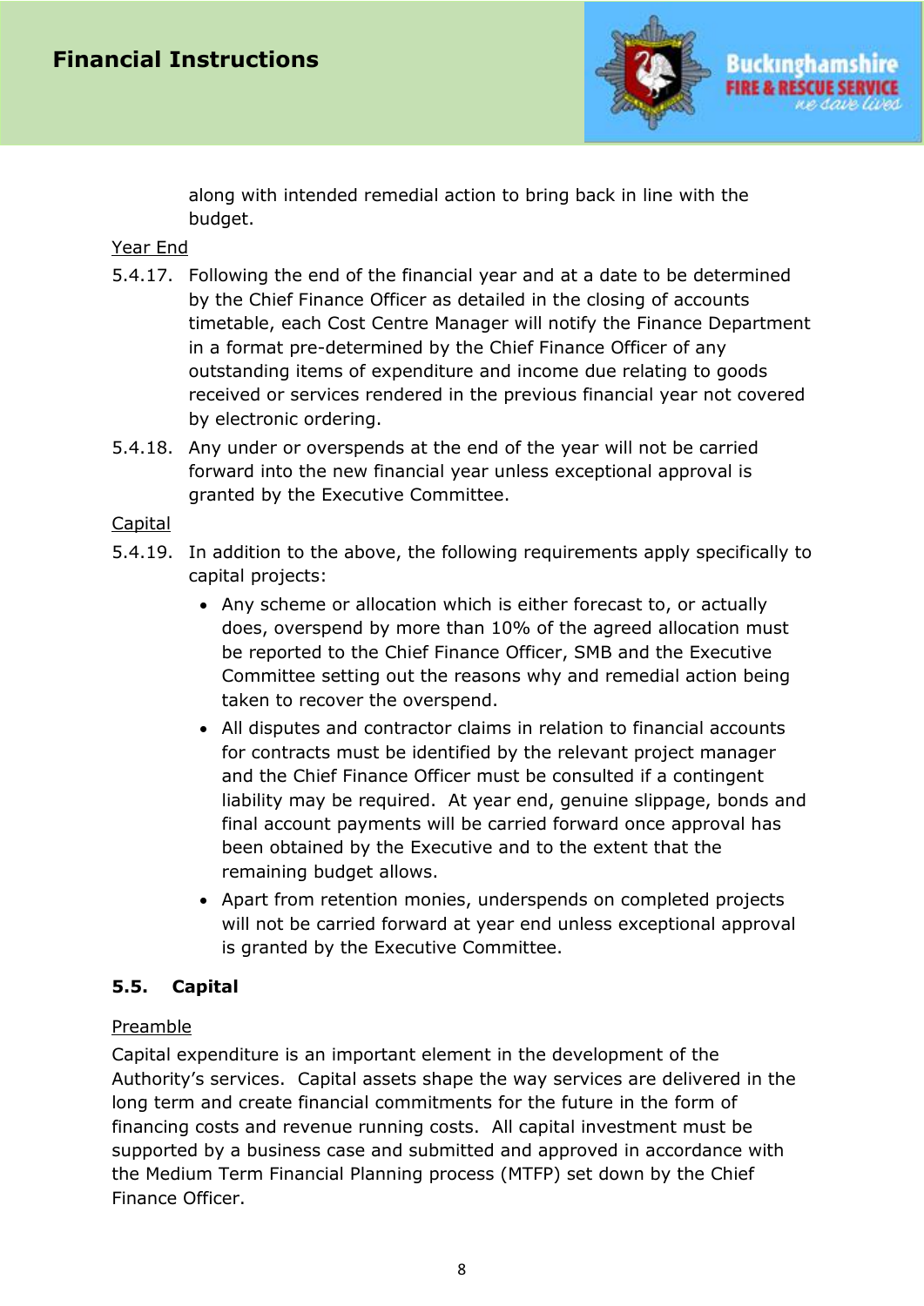along with intended remedial action to bring back in line with the budget.

Year End

5.4.17. Following the end of the financial year and at a date to be determined by the Chief Finance Officer as detailed in the closing of accounts timetable, each Cost Centre Manager will notify the Finance Department in a format pre-determined by the Chief Finance Officer of any outstanding items of expenditure and income due relating to goods received or services rendered in the previous financial year not covered by electronic ordering.

5.4.18. Any under or overspends at the end of the year will not be carried forward into the new financial year unless exceptional approval is granted by the Executive Committee.

Capital

5.4.19. In addition to the above, the following requirements apply specifically to capital projects:

- Any scheme or allocation which is either forecast to, or actually does, overspend by more than 10% of the agreed allocation must be reported to the Chief Finance Officer, SMB and the Executive Committee setting out the reasons why and remedial action being taken to recover the overspend.
- All disputes and contractor claims in relation to financial accounts for contracts must be identified by the relevant project manager and the Chief Finance Officer must be consulted if a contingent liability may be required. At year end, genuine slippage, bonds and final account payments will be carried forward once approval has been obtained by the Executive and to the extent that the remaining budget allows.
- Apart from retention monies, underspends on completed projects will not be carried forward at year end unless exceptional approval is granted by the Executive Committee.

## 5.5. Capital

Preamble

Capital expenditure is an important element in the development of the Authority's services. Capital assets shape the way services are delivered in the long term and create financial commitments for the future in the form of financing costs and revenue running costs. All capital investment must be supported by a business case and submitted and approved in accordance with the Medium Term Financial Planning process (MTFP) set down by the Chief Finance Officer.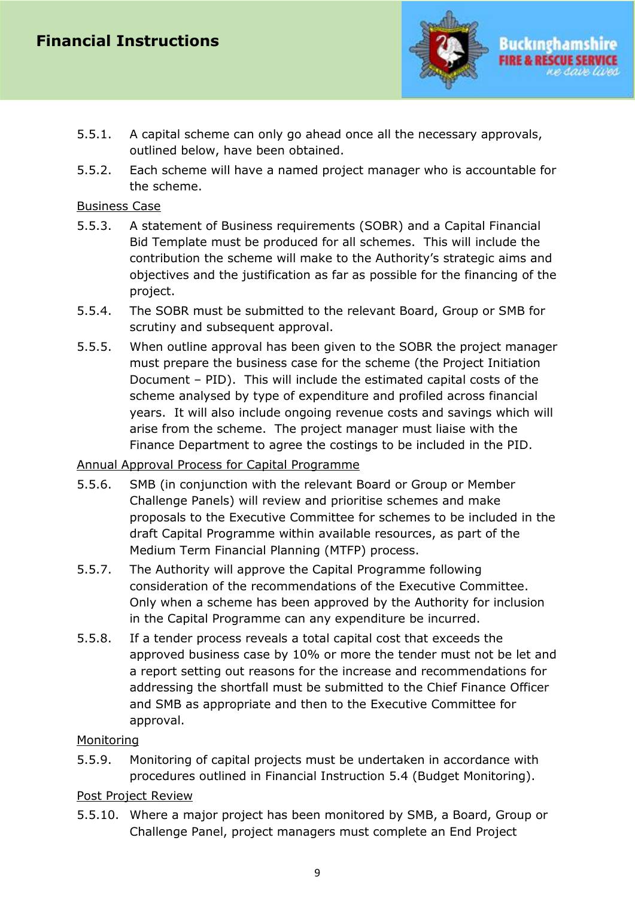5.5.1. A capital scheme can only go ahead once all the necessary approvals, outlined below, have been obtained.

5.5.2. Each scheme will have a named project manager who is accountable for the scheme.

Business Case

5.5.3. A statement of Business requirements (SOBR) and a Capital Financial Bid Template must be produced for all schemes. This will include the contribution the scheme will make to the Authority's strategic aims and objectives and the justification as far as possible for the financing of the project.

5.5.4. The SOBR must be submitted to the relevant Board, Group or SMB for scrutiny and subsequent approval.

5.5.5. When outline approval has been given to the SOBR the project manager must prepare the business case for the scheme (the Project Initiation Document – PID). This will include the estimated capital costs of the scheme analysed by type of expenditure and profiled across financial years. It will also include ongoing revenue costs and savings which will arise from the scheme. The project manager must liaise with the Finance Department to agree the costings to be included in the PID.

Annual Approval Process for Capital Programme

5.5.6. SMB (in conjunction with the relevant Board or Group or Member Challenge Panels) will review and prioritise schemes and make proposals to the Executive Committee for schemes to be included in the draft Capital Programme within available resources, as part of the Medium Term Financial Planning (MTFP) process.

5.5.7. The Authority will approve the Capital Programme following consideration of the recommendations of the Executive Committee. Only when a scheme has been approved by the Authority for inclusion in the Capital Programme can any expenditure be incurred.

5.5.8. If a tender process reveals a total capital cost that exceeds the approved business case by 10% or more the tender must not be let and a report setting out reasons for the increase and recommendations for addressing the shortfall must be submitted to the Chief Finance Officer and SMB as appropriate and then to the Executive Committee for approval.

Monitoring

5.5.9. Monitoring of capital projects must be undertaken in accordance with procedures outlined in Financial Instruction 5.4 (Budget Monitoring).

Post Project Review

5.5.10. Where a major project has been monitored by SMB, a Board, Group or Challenge Panel, project managers must complete an End Project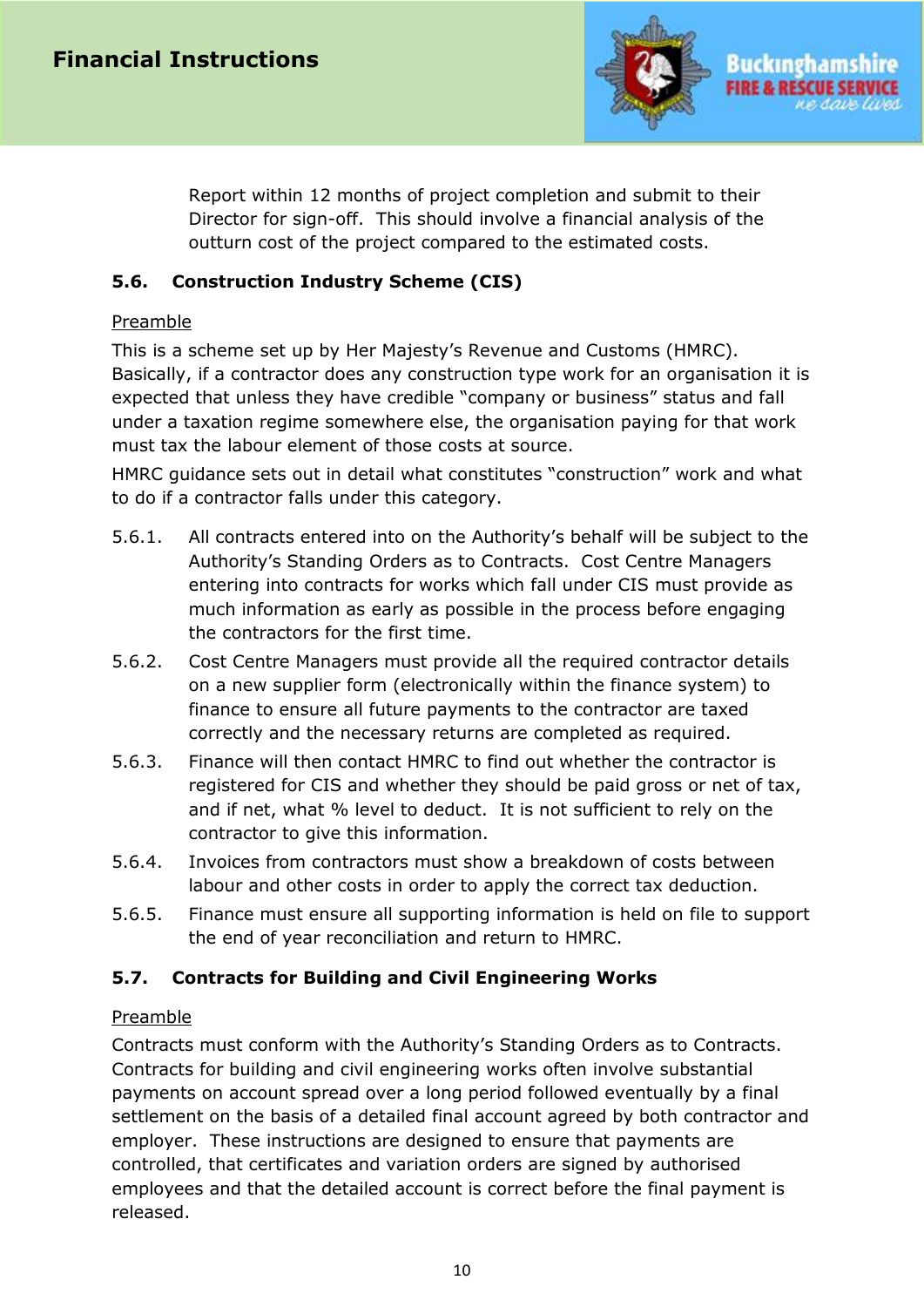Report within 12 months of project completion and submit to their Director for sign-off. This should involve a financial analysis of the outturn cost of the project compared to the estimated costs.

### 5.6. Construction Industry Scheme (CIS)

Preamble

This is a scheme set up by Her Majesty's Revenue and Customs (HMRC). Basically, if a contractor does any construction type work for an organisation it is expected that unless they have credible "company or business" status and fall under a taxation regime somewhere else, the organisation paying for that work must tax the labour element of those costs at source.

HMRC guidance sets out in detail what constitutes "construction" work and what to do if a contractor falls under this category.

5.6.1. All contracts entered into on the Authority's behalf will be subject to the Authority's Standing Orders as to Contracts. Cost Centre Managers entering into contracts for works which fall under CIS must provide as much information as early as possible in the process before engaging the contractors for the first time.

5.6.2. Cost Centre Managers must provide all the required contractor details on a new supplier form (electronically within the finance system) to finance to ensure all future payments to the contractor are taxed correctly and the necessary returns are completed as required.

5.6.3. Finance will then contact HMRC to find out whether the contractor is registered for CIS and whether they should be paid gross or net of tax, and if net, what % level to deduct. It is not sufficient to rely on the contractor to give this information.

5.6.4. Invoices from contractors must show a breakdown of costs between labour and other costs in order to apply the correct tax deduction.

5.6.5. Finance must ensure all supporting information is held on file to support the end of year reconciliation and return to HMRC.

### 5.7. Contracts for Building and Civil Engineering Works

Preamble

Contracts must conform with the Authority's Standing Orders as to Contracts. Contracts for building and civil engineering works often involve substantial payments on account spread over a long period followed eventually by a final settlement on the basis of a detailed final account agreed by both contractor and employer. These instructions are designed to ensure that payments are controlled, that certificates and variation orders are signed by authorised employees and that the detailed account is correct before the final payment is released.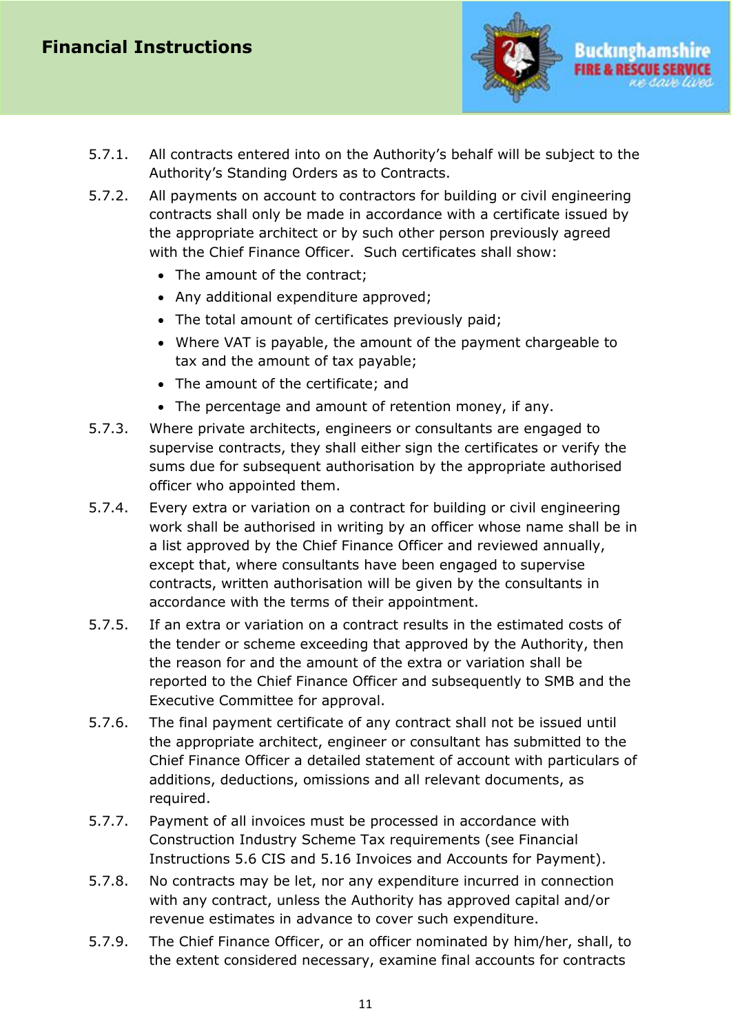5.7.1. All contracts entered into on the Authority's behalf will be subject to the Authority's Standing Orders as to Contracts.

5.7.2. All payments on account to contractors for building or civil engineering contracts shall only be made in accordance with a certificate issued by the appropriate architect or by such other person previously agreed with the Chief Finance Officer. Such certificates shall show:

- The amount of the contract;
- Any additional expenditure approved;
- The total amount of certificates previously paid;
- Where VAT is payable, the amount of the payment chargeable to tax and the amount of tax payable;
- The amount of the certificate; and
- The percentage and amount of retention money, if any.

5.7.3. Where private architects, engineers or consultants are engaged to supervise contracts, they shall either sign the certificates or verify the sums due for subsequent authorisation by the appropriate authorised officer who appointed them.

5.7.4. Every extra or variation on a contract for building or civil engineering work shall be authorised in writing by an officer whose name shall be in a list approved by the Chief Finance Officer and reviewed annually, except that, where consultants have been engaged to supervise contracts, written authorisation will be given by the consultants in accordance with the terms of their appointment.

5.7.5. If an extra or variation on a contract results in the estimated costs of the tender or scheme exceeding that approved by the Authority, then the reason for and the amount of the extra or variation shall be reported to the Chief Finance Officer and subsequently to SMB and the Executive Committee for approval.

5.7.6. The final payment certificate of any contract shall not be issued until the appropriate architect, engineer or consultant has submitted to the Chief Finance Officer a detailed statement of account with particulars of additions, deductions, omissions and all relevant documents, as required.

5.7.7. Payment of all invoices must be processed in accordance with Construction Industry Scheme Tax requirements (see Financial Instructions 5.6 CIS and 5.16 Invoices and Accounts for Payment).

5.7.8. No contracts may be let, nor any expenditure incurred in connection with any contract, unless the Authority has approved capital and/or revenue estimates in advance to cover such expenditure.

5.7.9. The Chief Finance Officer, or an officer nominated by him/her, shall, to the extent considered necessary, examine final accounts for contracts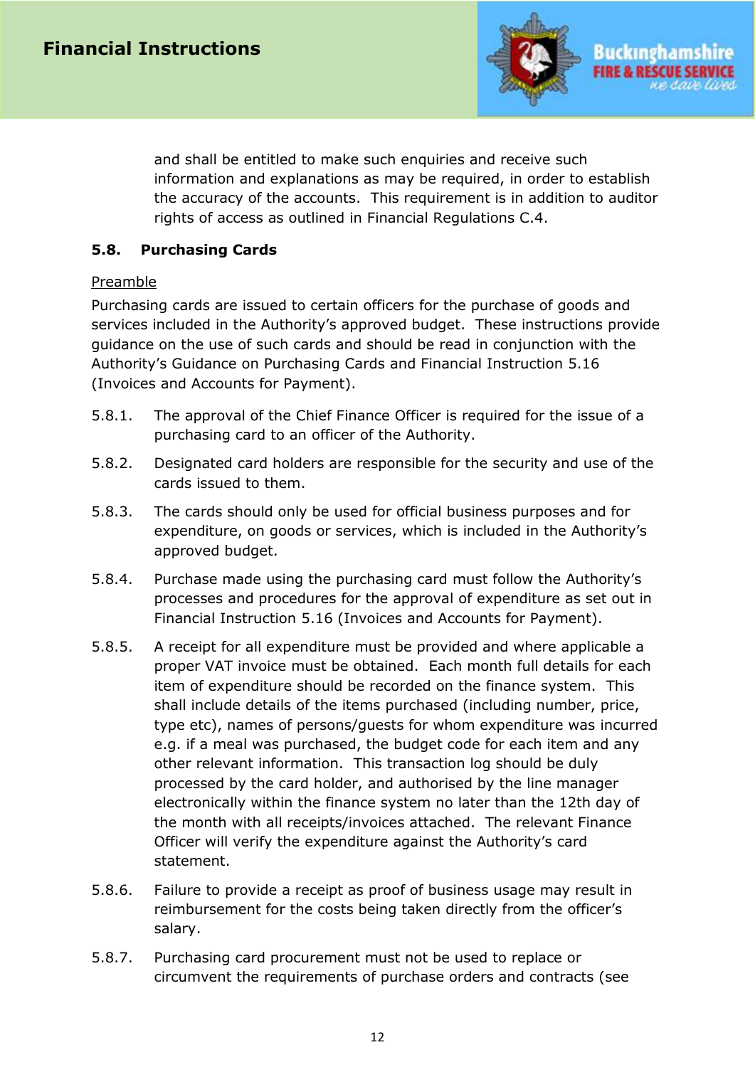and shall be entitled to make such enquiries and receive such information and explanations as may be required, in order to establish the accuracy of the accounts. This requirement is in addition to auditor rights of access as outlined in Financial Regulations C.4.

### 5.8. Purchasing Cards

Preamble

Purchasing cards are issued to certain officers for the purchase of goods and services included in the Authority's approved budget. These instructions provide guidance on the use of such cards and should be read in conjunction with the Authority's Guidance on Purchasing Cards and Financial Instruction 5.16 (Invoices and Accounts for Payment).

5.8.1. The approval of the Chief Finance Officer is required for the issue of a purchasing card to an officer of the Authority.

5.8.2. Designated card holders are responsible for the security and use of the cards issued to them.

5.8.3. The cards should only be used for official business purposes and for expenditure, on goods or services, which is included in the Authority's approved budget.

5.8.4. Purchase made using the purchasing card must follow the Authority's processes and procedures for the approval of expenditure as set out in Financial Instruction 5.16 (Invoices and Accounts for Payment).

5.8.5. A receipt for all expenditure must be provided and where applicable a proper VAT invoice must be obtained. Each month full details for each item of expenditure should be recorded on the finance system. This shall include details of the items purchased (including number, price, type etc), names of persons/guests for whom expenditure was incurred e.g. if a meal was purchased, the budget code for each item and any other relevant information. This transaction log should be duly processed by the card holder, and authorised by the line manager electronically within the finance system no later than the 12th day of the month with all receipts/invoices attached. The relevant Finance Officer will verify the expenditure against the Authority's card statement.

5.8.6. Failure to provide a receipt as proof of business usage may result in reimbursement for the costs being taken directly from the officer's salary.

5.8.7. Purchasing card procurement must not be used to replace or circumvent the requirements of purchase orders and contracts (see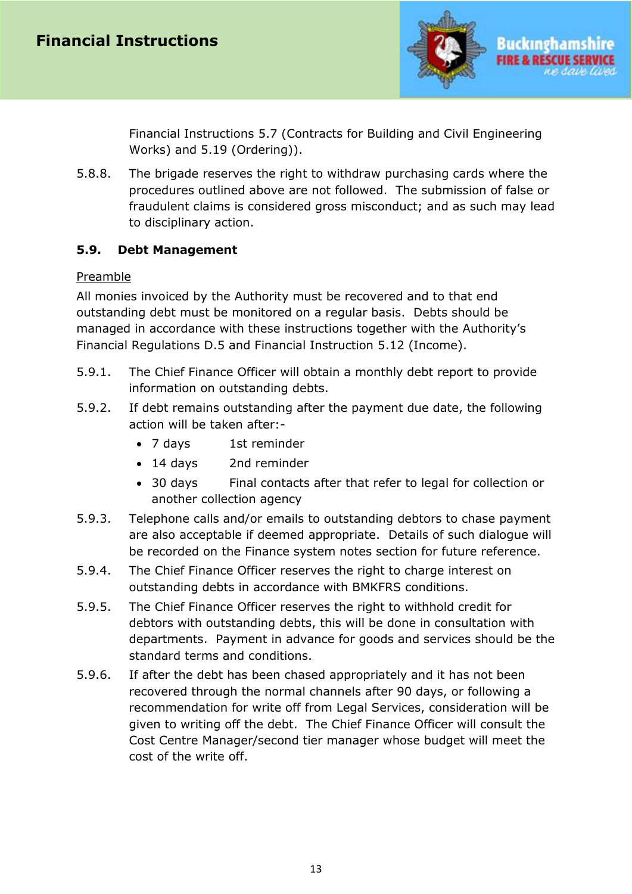Financial Instructions 5.7 (Contracts for Building and Civil Engineering Works) and 5.19 (Ordering)).

5.8.8. The brigade reserves the right to withdraw purchasing cards where the procedures outlined above are not followed. The submission of false or fraudulent claims is considered gross misconduct; and as such may lead to disciplinary action.

## 5.9. Debt Management

<u>Preamble</u>

All monies invoiced by the Authority must be recovered and to that end outstanding debt must be monitored on a regular basis. Debts should be managed in accordance with these instructions together with the Authority's Financial Regulations D.5 and Financial Instruction 5.12 (Income).

5.9.1. The Chief Finance Officer will obtain a monthly debt report to provide information on outstanding debts.

5.9.2. If debt remains outstanding after the payment due date, the following action will be taken after:-

- 7 days — 1st reminder
- 14 days — 2nd reminder
- 30 days — Final contacts after that refer to legal for collection or another collection agency

5.9.3. Telephone calls and/or emails to outstanding debtors to chase payment are also acceptable if deemed appropriate. Details of such dialogue will be recorded on the Finance system notes section for future reference.

5.9.4. The Chief Finance Officer reserves the right to charge interest on outstanding debts in accordance with BMKFRS conditions.

5.9.5. The Chief Finance Officer reserves the right to withhold credit for debtors with outstanding debts, this will be done in consultation with departments. Payment in advance for goods and services should be the standard terms and conditions.

5.9.6. If after the debt has been chased appropriately and it has not been recovered through the normal channels after 90 days, or following a recommendation for write off from Legal Services, consideration will be given to writing off the debt. The Chief Finance Officer will consult the Cost Centre Manager/second tier manager whose budget will meet the cost of the write off.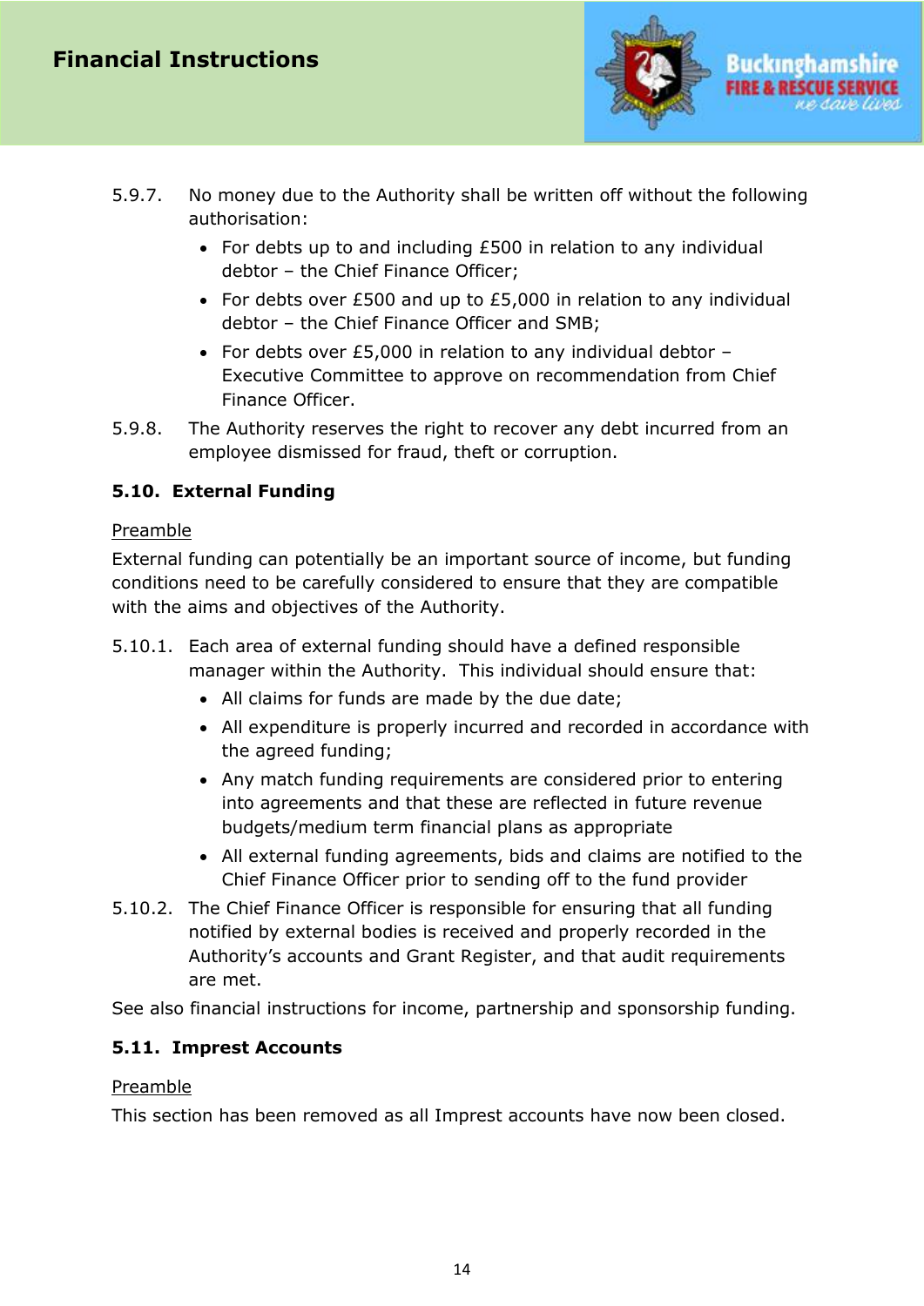5.9.7. No money due to the Authority shall be written off without the following authorisation:

- For debts up to and including £500 in relation to any individual debtor – the Chief Finance Officer;
- For debts over £500 and up to £5,000 in relation to any individual debtor – the Chief Finance Officer and SMB;
- For debts over £5,000 in relation to any individual debtor – Executive Committee to approve on recommendation from Chief Finance Officer.

5.9.8. The Authority reserves the right to recover any debt incurred from an employee dismissed for fraud, theft or corruption.

### 5.10. External Funding

Preamble

External funding can potentially be an important source of income, but funding conditions need to be carefully considered to ensure that they are compatible with the aims and objectives of the Authority.

5.10.1. Each area of external funding should have a defined responsible manager within the Authority. This individual should ensure that:

- All claims for funds are made by the due date;
- All expenditure is properly incurred and recorded in accordance with the agreed funding;
- Any match funding requirements are considered prior to entering into agreements and that these are reflected in future revenue budgets/medium term financial plans as appropriate
- All external funding agreements, bids and claims are notified to the Chief Finance Officer prior to sending off to the fund provider

5.10.2. The Chief Finance Officer is responsible for ensuring that all funding notified by external bodies is received and properly recorded in the Authority's accounts and Grant Register, and that audit requirements are met.

See also financial instructions for income, partnership and sponsorship funding.

### 5.11. Imprest Accounts

Preamble

This section has been removed as all Imprest accounts have now been closed.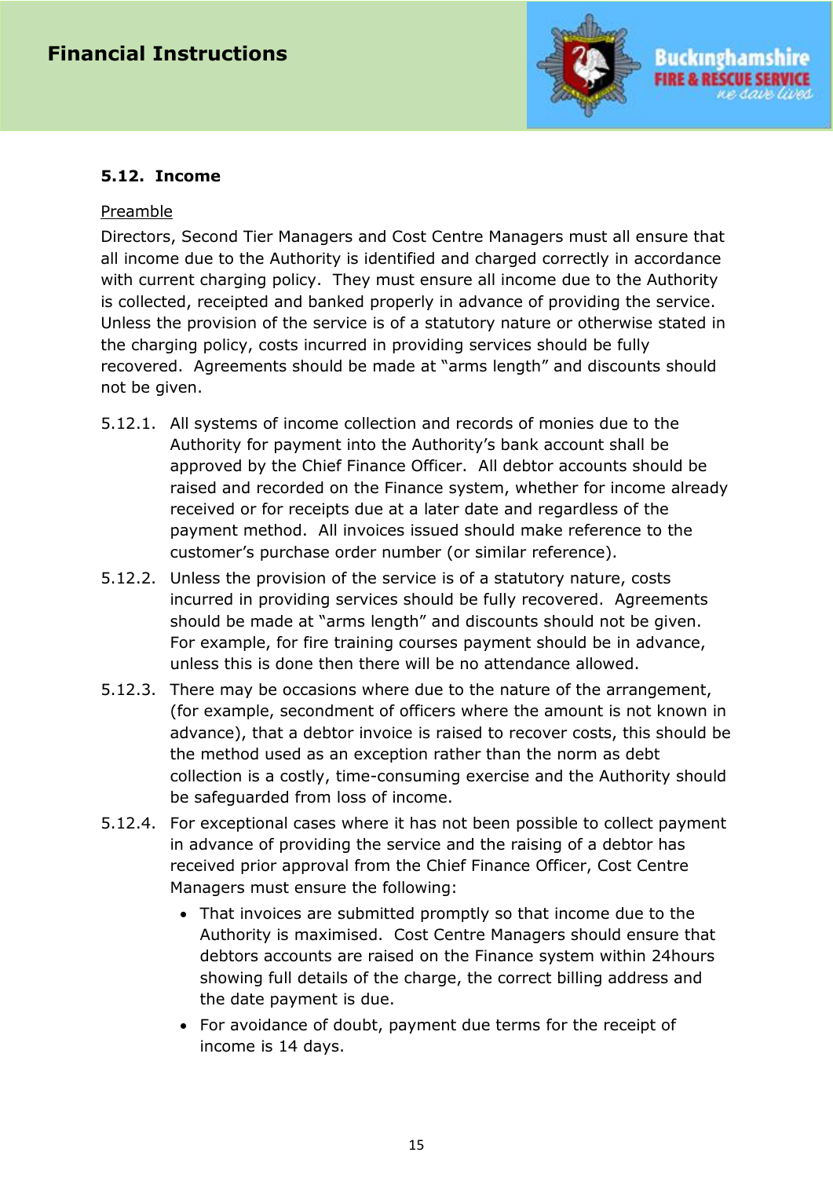### 5.12. Income

Preamble

Directors, Second Tier Managers and Cost Centre Managers must all ensure that all income due to the Authority is identified and charged correctly in accordance with current charging policy. They must ensure all income due to the Authority is collected, receipted and banked properly in advance of providing the service. Unless the provision of the service is of a statutory nature or otherwise stated in the charging policy, costs incurred in providing services should be fully recovered. Agreements should be made at "arms length" and discounts should not be given.

5.12.1. All systems of income collection and records of monies due to the Authority for payment into the Authority's bank account shall be approved by the Chief Finance Officer. All debtor accounts should be raised and recorded on the Finance system, whether for income already received or for receipts due at a later date and regardless of the payment method. All invoices issued should make reference to the customer's purchase order number (or similar reference).

5.12.2. Unless the provision of the service is of a statutory nature, costs incurred in providing services should be fully recovered. Agreements should be made at "arms length" and discounts should not be given. For example, for fire training courses payment should be in advance, unless this is done then there will be no attendance allowed.

5.12.3. There may be occasions where due to the nature of the arrangement, (for example, secondment of officers where the amount is not known in advance), that a debtor invoice is raised to recover costs, this should be the method used as an exception rather than the norm as debt collection is a costly, time-consuming exercise and the Authority should be safeguarded from loss of income.

5.12.4. For exceptional cases where it has not been possible to collect payment in advance of providing the service and the raising of a debtor has received prior approval from the Chief Finance Officer, Cost Centre Managers must ensure the following:

- That invoices are submitted promptly so that income due to the Authority is maximised. Cost Centre Managers should ensure that debtors accounts are raised on the Finance system within 24hours showing full details of the charge, the correct billing address and the date payment is due.
- For avoidance of doubt, payment due terms for the receipt of income is 14 days.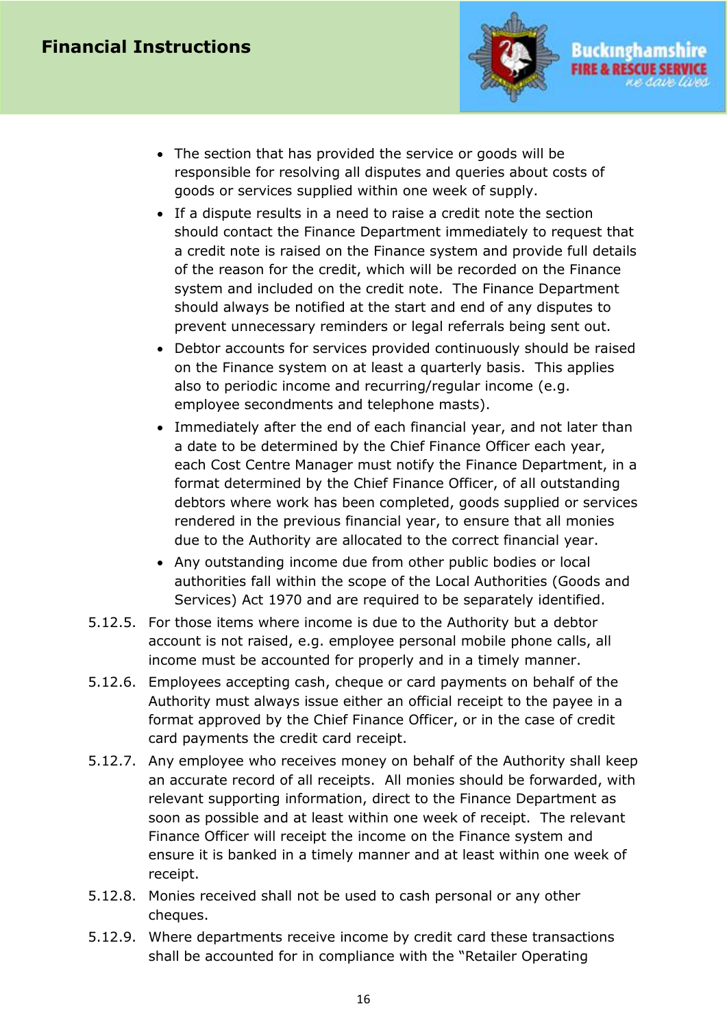- The section that has provided the service or goods will be responsible for resolving all disputes and queries about costs of goods or services supplied within one week of supply.
- If a dispute results in a need to raise a credit note the section should contact the Finance Department immediately to request that a credit note is raised on the Finance system and provide full details of the reason for the credit, which will be recorded on the Finance system and included on the credit note. The Finance Department should always be notified at the start and end of any disputes to prevent unnecessary reminders or legal referrals being sent out.
- Debtor accounts for services provided continuously should be raised on the Finance system on at least a quarterly basis. This applies also to periodic income and recurring/regular income (e.g. employee secondments and telephone masts).
- Immediately after the end of each financial year, and not later than a date to be determined by the Chief Finance Officer each year, each Cost Centre Manager must notify the Finance Department, in a format determined by the Chief Finance Officer, of all outstanding debtors where work has been completed, goods supplied or services rendered in the previous financial year, to ensure that all monies due to the Authority are allocated to the correct financial year.
- Any outstanding income due from other public bodies or local authorities fall within the scope of the Local Authorities (Goods and Services) Act 1970 and are required to be separately identified.

5.12.5. For those items where income is due to the Authority but a debtor account is not raised, e.g. employee personal mobile phone calls, all income must be accounted for properly and in a timely manner.

5.12.6. Employees accepting cash, cheque or card payments on behalf of the Authority must always issue either an official receipt to the payee in a format approved by the Chief Finance Officer, or in the case of credit card payments the credit card receipt.

5.12.7. Any employee who receives money on behalf of the Authority shall keep an accurate record of all receipts. All monies should be forwarded, with relevant supporting information, direct to the Finance Department as soon as possible and at least within one week of receipt. The relevant Finance Officer will receipt the income on the Finance system and ensure it is banked in a timely manner and at least within one week of receipt.

5.12.8. Monies received shall not be used to cash personal or any other cheques.

5.12.9. Where departments receive income by credit card these transactions shall be accounted for in compliance with the "Retailer Operating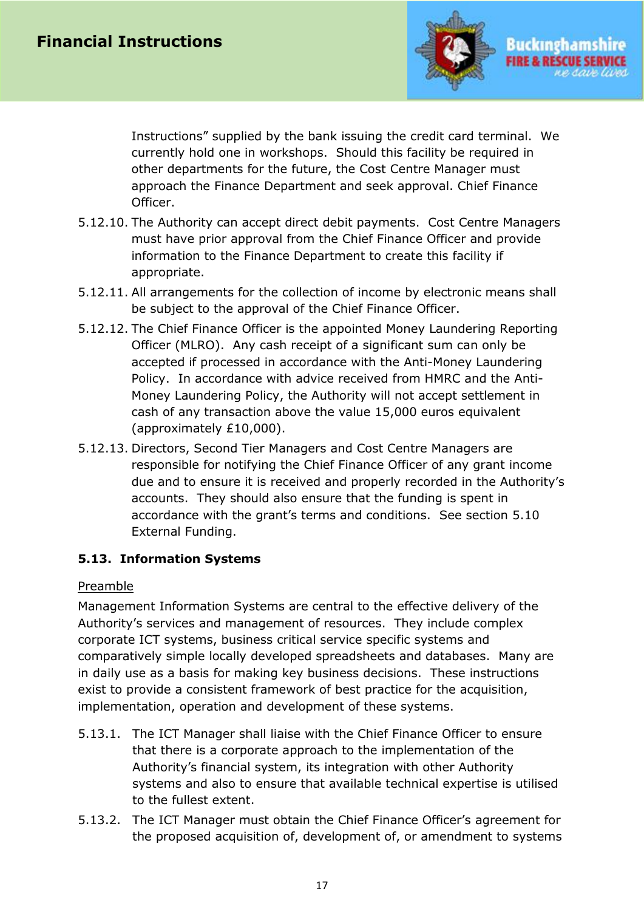Instructions" supplied by the bank issuing the credit card terminal. We currently hold one in workshops. Should this facility be required in other departments for the future, the Cost Centre Manager must approach the Finance Department and seek approval. Chief Finance Officer.

5.12.10. The Authority can accept direct debit payments. Cost Centre Managers must have prior approval from the Chief Finance Officer and provide information to the Finance Department to create this facility if appropriate.

5.12.11. All arrangements for the collection of income by electronic means shall be subject to the approval of the Chief Finance Officer.

5.12.12. The Chief Finance Officer is the appointed Money Laundering Reporting Officer (MLRO). Any cash receipt of a significant sum can only be accepted if processed in accordance with the Anti-Money Laundering Policy. In accordance with advice received from HMRC and the Anti-Money Laundering Policy, the Authority will not accept settlement in cash of any transaction above the value 15,000 euros equivalent (approximately £10,000).

5.12.13. Directors, Second Tier Managers and Cost Centre Managers are responsible for notifying the Chief Finance Officer of any grant income due and to ensure it is received and properly recorded in the Authority's accounts. They should also ensure that the funding is spent in accordance with the grant's terms and conditions. See section 5.10 External Funding.

### 5.13. Information Systems

Preamble

Management Information Systems are central to the effective delivery of the Authority's services and management of resources. They include complex corporate ICT systems, business critical service specific systems and comparatively simple locally developed spreadsheets and databases. Many are in daily use as a basis for making key business decisions. These instructions exist to provide a consistent framework of best practice for the acquisition, implementation, operation and development of these systems.

5.13.1. The ICT Manager shall liaise with the Chief Finance Officer to ensure that there is a corporate approach to the implementation of the Authority's financial system, its integration with other Authority systems and also to ensure that available technical expertise is utilised to the fullest extent.

5.13.2. The ICT Manager must obtain the Chief Finance Officer's agreement for the proposed acquisition of, development of, or amendment to systems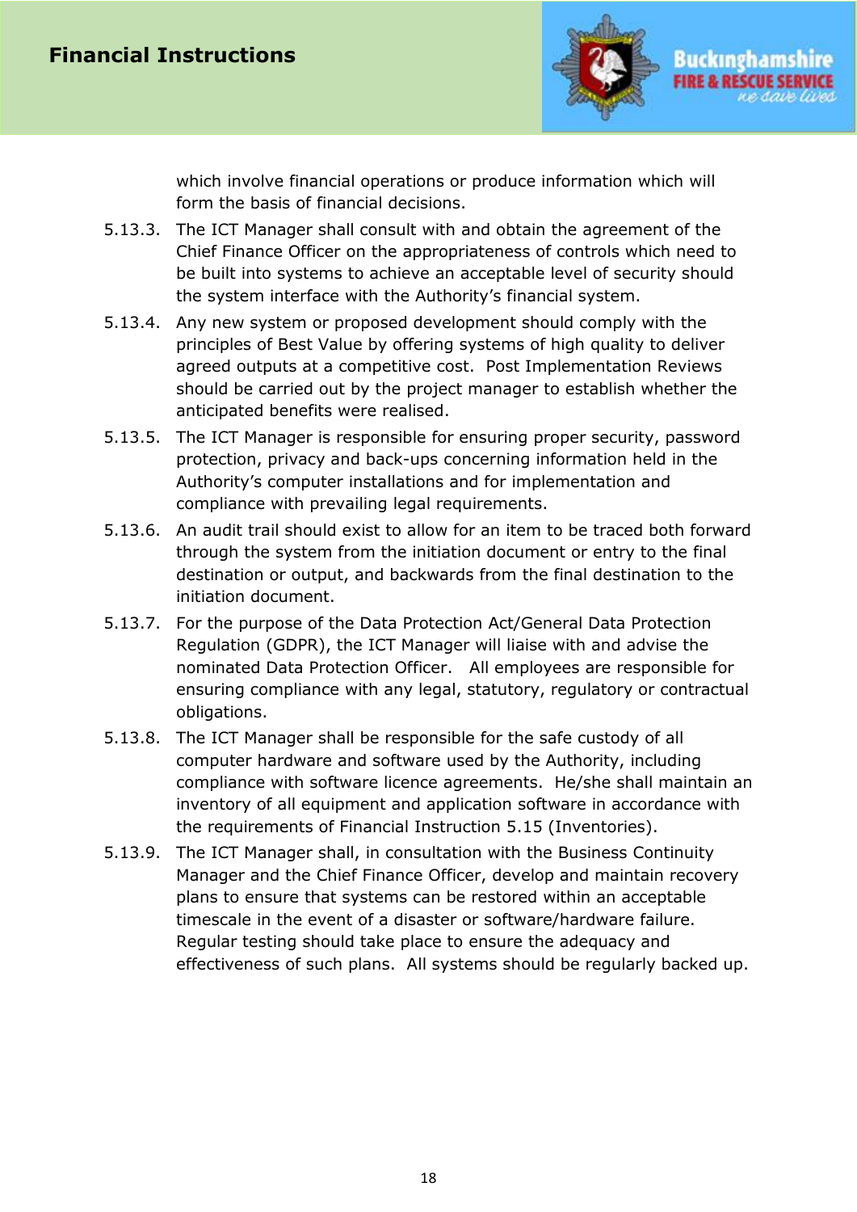which involve financial operations or produce information which will form the basis of financial decisions.

5.13.3. The ICT Manager shall consult with and obtain the agreement of the Chief Finance Officer on the appropriateness of controls which need to be built into systems to achieve an acceptable level of security should the system interface with the Authority's financial system.

5.13.4. Any new system or proposed development should comply with the principles of Best Value by offering systems of high quality to deliver agreed outputs at a competitive cost. Post Implementation Reviews should be carried out by the project manager to establish whether the anticipated benefits were realised.

5.13.5. The ICT Manager is responsible for ensuring proper security, password protection, privacy and back-ups concerning information held in the Authority's computer installations and for implementation and compliance with prevailing legal requirements.

5.13.6. An audit trail should exist to allow for an item to be traced both forward through the system from the initiation document or entry to the final destination or output, and backwards from the final destination to the initiation document.

5.13.7. For the purpose of the Data Protection Act/General Data Protection Regulation (GDPR), the ICT Manager will liaise with and advise the nominated Data Protection Officer. All employees are responsible for ensuring compliance with any legal, statutory, regulatory or contractual obligations.

5.13.8. The ICT Manager shall be responsible for the safe custody of all computer hardware and software used by the Authority, including compliance with software licence agreements. He/she shall maintain an inventory of all equipment and application software in accordance with the requirements of Financial Instruction 5.15 (Inventories).

5.13.9. The ICT Manager shall, in consultation with the Business Continuity Manager and the Chief Finance Officer, develop and maintain recovery plans to ensure that systems can be restored within an acceptable timescale in the event of a disaster or software/hardware failure. Regular testing should take place to ensure the adequacy and effectiveness of such plans. All systems should be regularly backed up.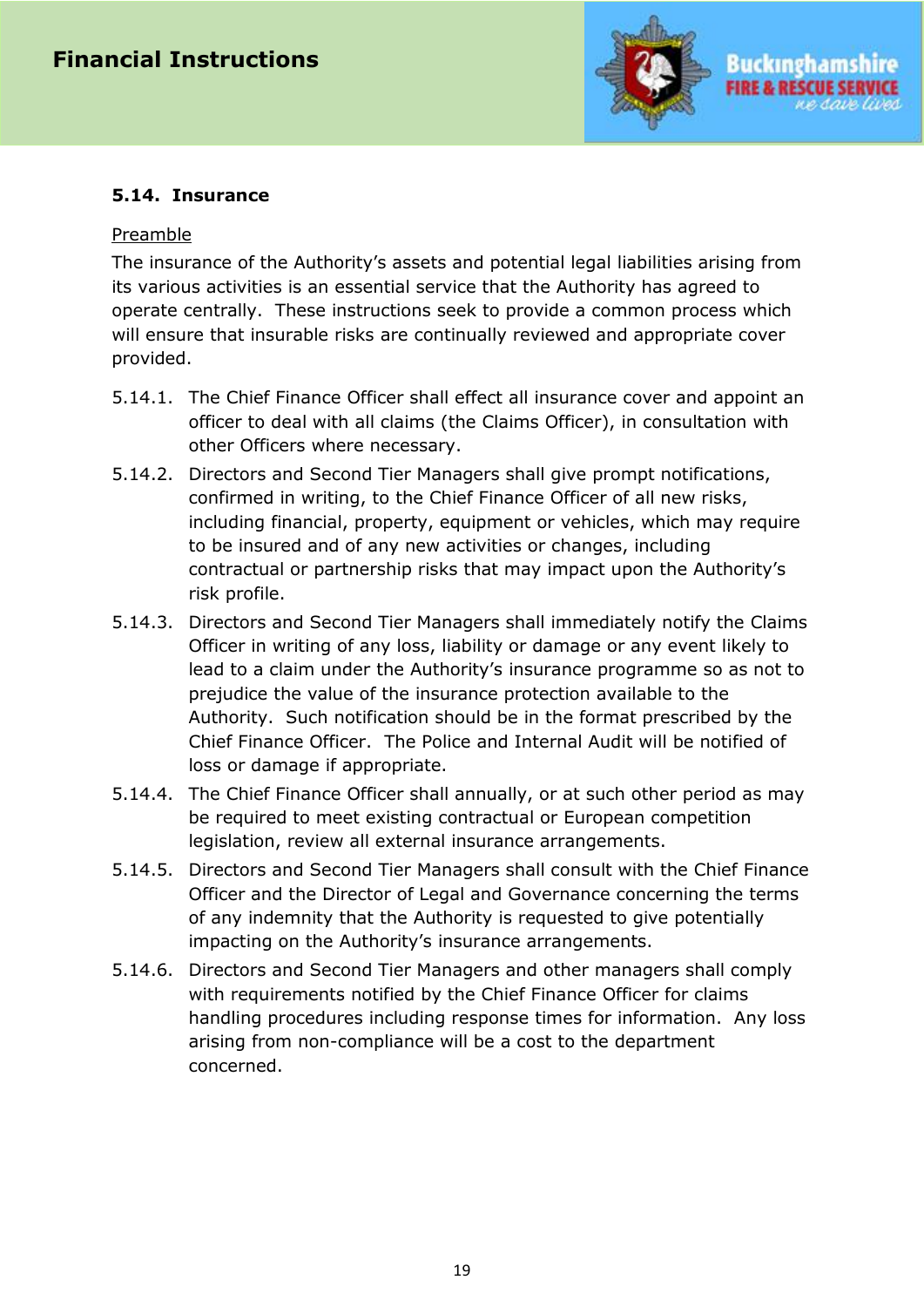### 5.14. Insurance

<u>Preamble</u>

The insurance of the Authority's assets and potential legal liabilities arising from its various activities is an essential service that the Authority has agreed to operate centrally. These instructions seek to provide a common process which will ensure that insurable risks are continually reviewed and appropriate cover provided.

5.14.1. The Chief Finance Officer shall effect all insurance cover and appoint an officer to deal with all claims (the Claims Officer), in consultation with other Officers where necessary.

5.14.2. Directors and Second Tier Managers shall give prompt notifications, confirmed in writing, to the Chief Finance Officer of all new risks, including financial, property, equipment or vehicles, which may require to be insured and of any new activities or changes, including contractual or partnership risks that may impact upon the Authority's risk profile.

5.14.3. Directors and Second Tier Managers shall immediately notify the Claims Officer in writing of any loss, liability or damage or any event likely to lead to a claim under the Authority's insurance programme so as not to prejudice the value of the insurance protection available to the Authority. Such notification should be in the format prescribed by the Chief Finance Officer. The Police and Internal Audit will be notified of loss or damage if appropriate.

5.14.4. The Chief Finance Officer shall annually, or at such other period as may be required to meet existing contractual or European competition legislation, review all external insurance arrangements.

5.14.5. Directors and Second Tier Managers shall consult with the Chief Finance Officer and the Director of Legal and Governance concerning the terms of any indemnity that the Authority is requested to give potentially impacting on the Authority's insurance arrangements.

5.14.6. Directors and Second Tier Managers and other managers shall comply with requirements notified by the Chief Finance Officer for claims handling procedures including response times for information. Any loss arising from non-compliance will be a cost to the department concerned.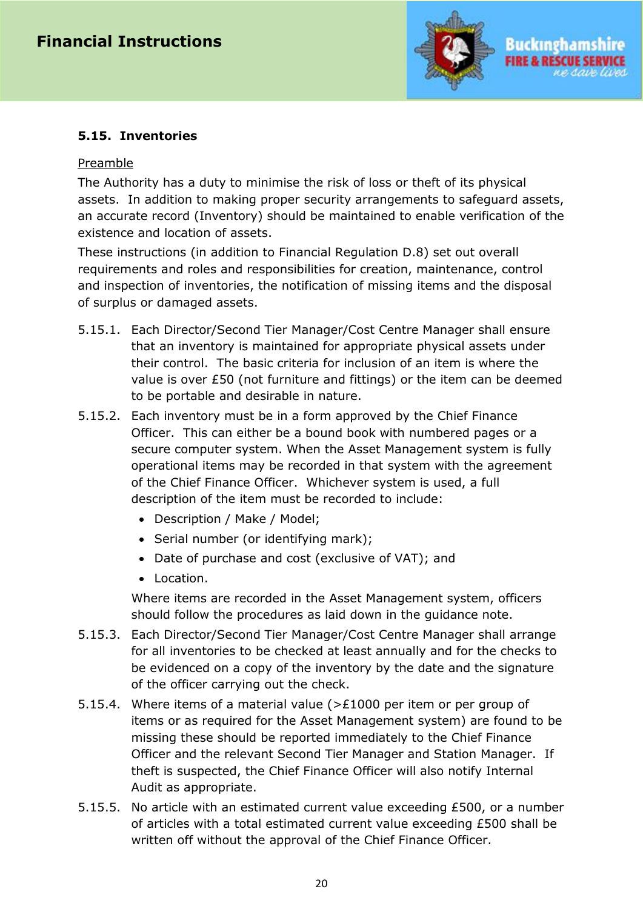### 5.15. Inventories

Preamble

The Authority has a duty to minimise the risk of loss or theft of its physical assets. In addition to making proper security arrangements to safeguard assets, an accurate record (Inventory) should be maintained to enable verification of the existence and location of assets.

These instructions (in addition to Financial Regulation D.8) set out overall requirements and roles and responsibilities for creation, maintenance, control and inspection of inventories, the notification of missing items and the disposal of surplus or damaged assets.

5.15.1. Each Director/Second Tier Manager/Cost Centre Manager shall ensure that an inventory is maintained for appropriate physical assets under their control. The basic criteria for inclusion of an item is where the value is over £50 (not furniture and fittings) or the item can be deemed to be portable and desirable in nature.

5.15.2. Each inventory must be in a form approved by the Chief Finance Officer. This can either be a bound book with numbered pages or a secure computer system. When the Asset Management system is fully operational items may be recorded in that system with the agreement of the Chief Finance Officer. Whichever system is used, a full description of the item must be recorded to include:

- Description / Make / Model;
- Serial number (or identifying mark);
- Date of purchase and cost (exclusive of VAT); and
- Location.

Where items are recorded in the Asset Management system, officers should follow the procedures as laid down in the guidance note.

5.15.3. Each Director/Second Tier Manager/Cost Centre Manager shall arrange for all inventories to be checked at least annually and for the checks to be evidenced on a copy of the inventory by the date and the signature of the officer carrying out the check.

5.15.4. Where items of a material value (>£1000 per item or per group of items or as required for the Asset Management system) are found to be missing these should be reported immediately to the Chief Finance Officer and the relevant Second Tier Manager and Station Manager. If theft is suspected, the Chief Finance Officer will also notify Internal Audit as appropriate.

5.15.5. No article with an estimated current value exceeding £500, or a number of articles with a total estimated current value exceeding £500 shall be written off without the approval of the Chief Finance Officer.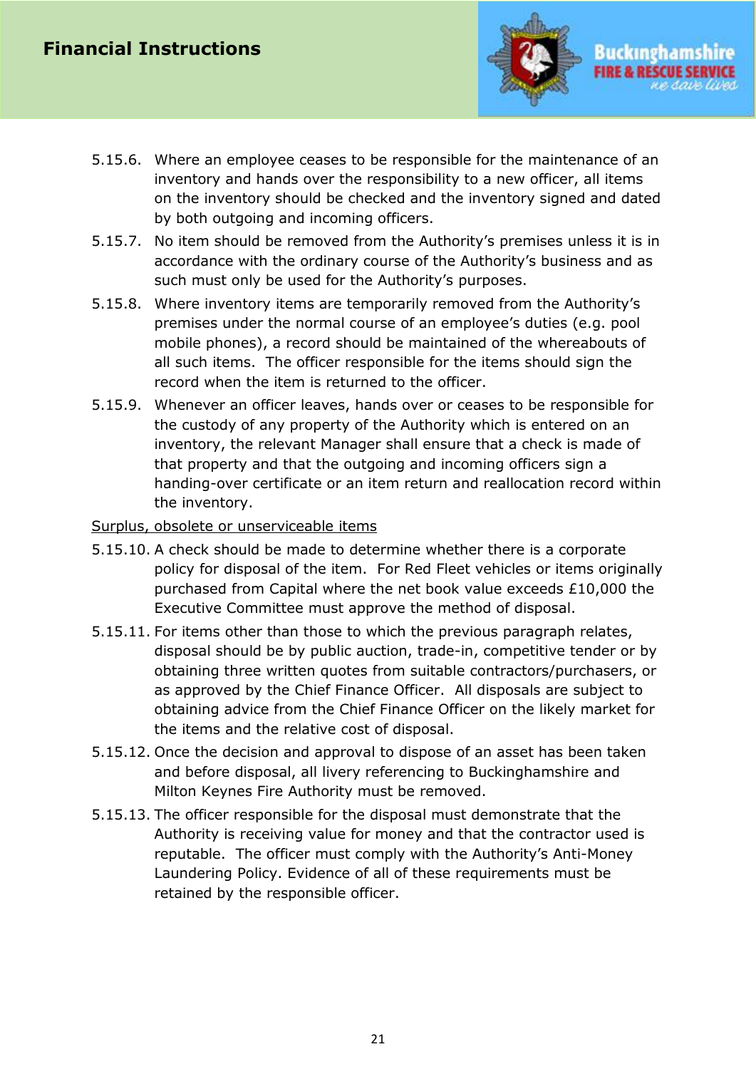5.15.6. Where an employee ceases to be responsible for the maintenance of an inventory and hands over the responsibility to a new officer, all items on the inventory should be checked and the inventory signed and dated by both outgoing and incoming officers.

5.15.7. No item should be removed from the Authority's premises unless it is in accordance with the ordinary course of the Authority's business and as such must only be used for the Authority's purposes.

5.15.8. Where inventory items are temporarily removed from the Authority's premises under the normal course of an employee's duties (e.g. pool mobile phones), a record should be maintained of the whereabouts of all such items. The officer responsible for the items should sign the record when the item is returned to the officer.

5.15.9. Whenever an officer leaves, hands over or ceases to be responsible for the custody of any property of the Authority which is entered on an inventory, the relevant Manager shall ensure that a check is made of that property and that the outgoing and incoming officers sign a handing-over certificate or an item return and reallocation record within the inventory.

Surplus, obsolete or unserviceable items

5.15.10. A check should be made to determine whether there is a corporate policy for disposal of the item. For Red Fleet vehicles or items originally purchased from Capital where the net book value exceeds £10,000 the Executive Committee must approve the method of disposal.

5.15.11. For items other than those to which the previous paragraph relates, disposal should be by public auction, trade-in, competitive tender or by obtaining three written quotes from suitable contractors/purchasers, or as approved by the Chief Finance Officer. All disposals are subject to obtaining advice from the Chief Finance Officer on the likely market for the items and the relative cost of disposal.

5.15.12. Once the decision and approval to dispose of an asset has been taken and before disposal, all livery referencing to Buckinghamshire and Milton Keynes Fire Authority must be removed.

5.15.13. The officer responsible for the disposal must demonstrate that the Authority is receiving value for money and that the contractor used is reputable. The officer must comply with the Authority's Anti-Money Laundering Policy. Evidence of all of these requirements must be retained by the responsible officer.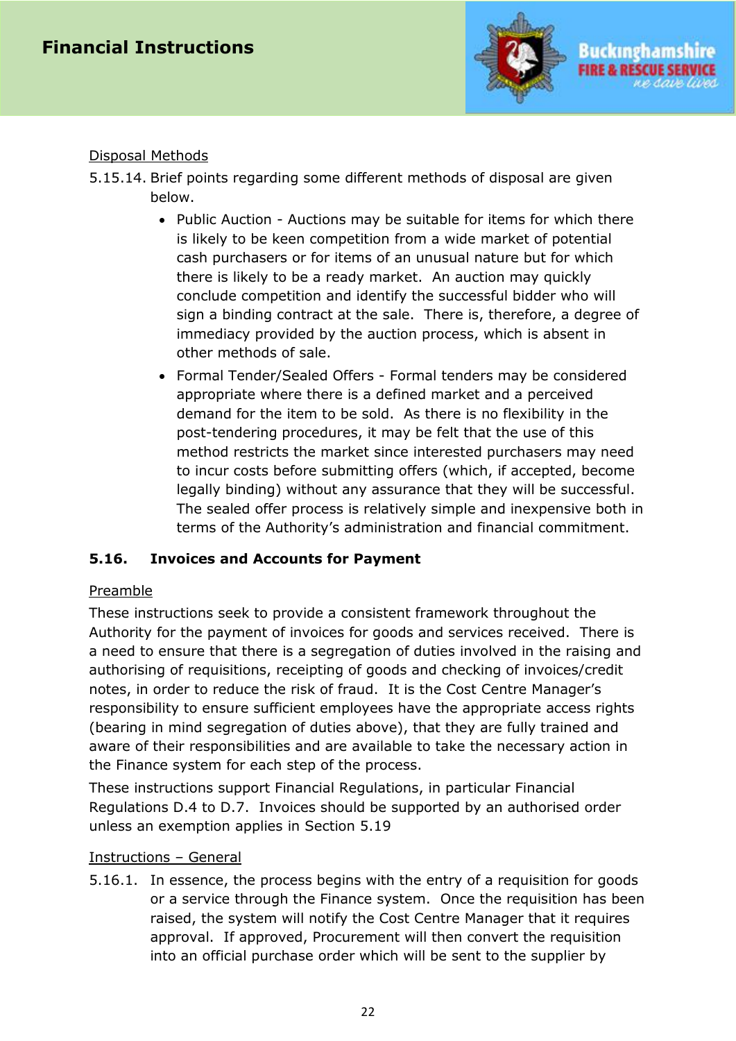Disposal Methods

5.15.14. Brief points regarding some different methods of disposal are given below.

- Public Auction - Auctions may be suitable for items for which there is likely to be keen competition from a wide market of potential cash purchasers or for items of an unusual nature but for which there is likely to be a ready market. An auction may quickly conclude competition and identify the successful bidder who will sign a binding contract at the sale. There is, therefore, a degree of immediacy provided by the auction process, which is absent in other methods of sale.
- Formal Tender/Sealed Offers - Formal tenders may be considered appropriate where there is a defined market and a perceived demand for the item to be sold. As there is no flexibility in the post-tendering procedures, it may be felt that the use of this method restricts the market since interested purchasers may need to incur costs before submitting offers (which, if accepted, become legally binding) without any assurance that they will be successful. The sealed offer process is relatively simple and inexpensive both in terms of the Authority's administration and financial commitment.

### 5.16. Invoices and Accounts for Payment

Preamble

These instructions seek to provide a consistent framework throughout the Authority for the payment of invoices for goods and services received. There is a need to ensure that there is a segregation of duties involved in the raising and authorising of requisitions, receipting of goods and checking of invoices/credit notes, in order to reduce the risk of fraud. It is the Cost Centre Manager's responsibility to ensure sufficient employees have the appropriate access rights (bearing in mind segregation of duties above), that they are fully trained and aware of their responsibilities and are available to take the necessary action in the Finance system for each step of the process.

These instructions support Financial Regulations, in particular Financial Regulations D.4 to D.7. Invoices should be supported by an authorised order unless an exemption applies in Section 5.19

Instructions – General

5.16.1. In essence, the process begins with the entry of a requisition for goods or a service through the Finance system. Once the requisition has been raised, the system will notify the Cost Centre Manager that it requires approval. If approved, Procurement will then convert the requisition into an official purchase order which will be sent to the supplier by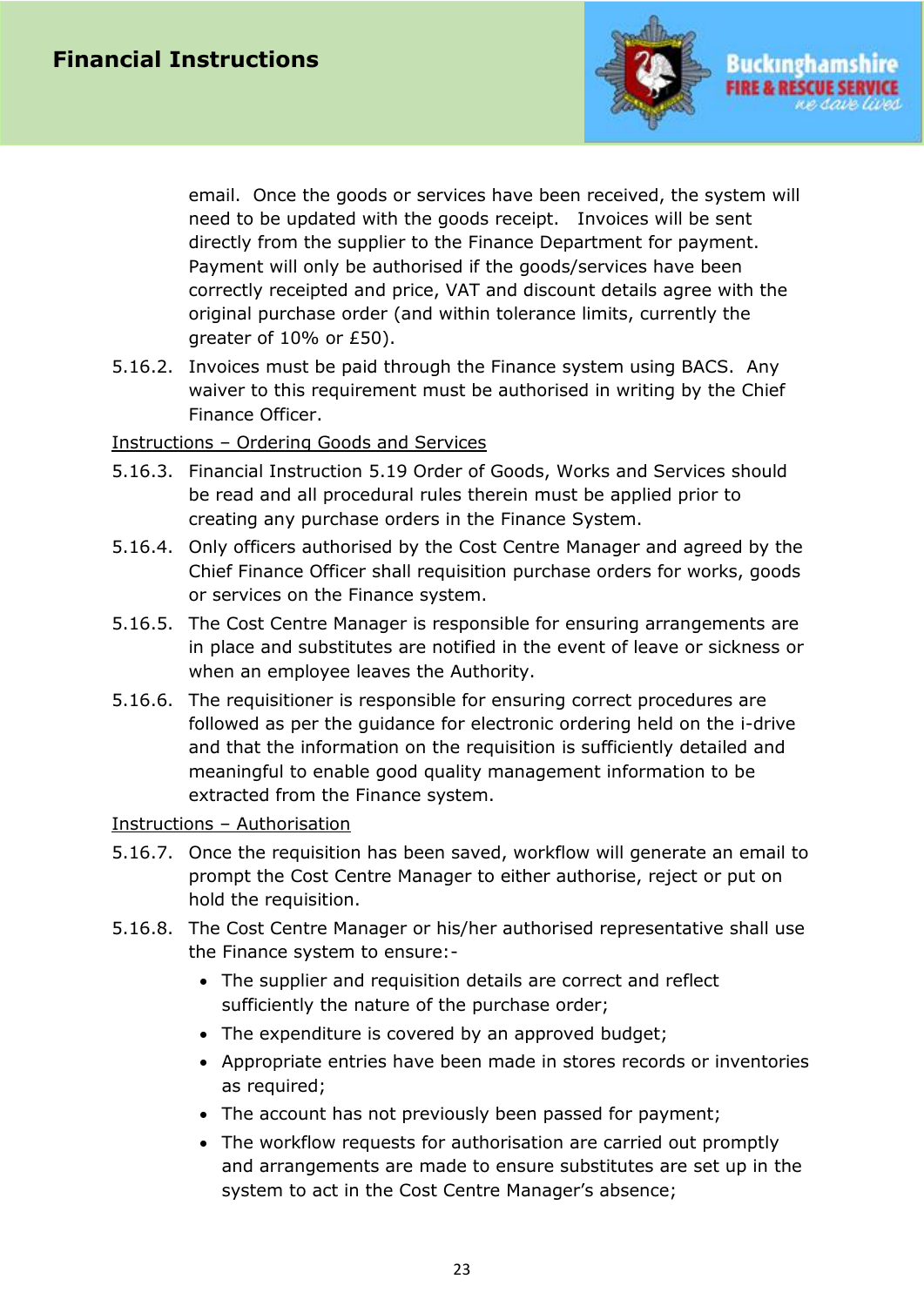email. Once the goods or services have been received, the system will need to be updated with the goods receipt. Invoices will be sent directly from the supplier to the Finance Department for payment. Payment will only be authorised if the goods/services have been correctly receipted and price, VAT and discount details agree with the original purchase order (and within tolerance limits, currently the greater of 10% or £50).

5.16.2. Invoices must be paid through the Finance system using BACS. Any waiver to this requirement must be authorised in writing by the Chief Finance Officer.

Instructions – Ordering Goods and Services

5.16.3. Financial Instruction 5.19 Order of Goods, Works and Services should be read and all procedural rules therein must be applied prior to creating any purchase orders in the Finance System.

5.16.4. Only officers authorised by the Cost Centre Manager and agreed by the Chief Finance Officer shall requisition purchase orders for works, goods or services on the Finance system.

5.16.5. The Cost Centre Manager is responsible for ensuring arrangements are in place and substitutes are notified in the event of leave or sickness or when an employee leaves the Authority.

5.16.6. The requisitioner is responsible for ensuring correct procedures are followed as per the guidance for electronic ordering held on the i-drive and that the information on the requisition is sufficiently detailed and meaningful to enable good quality management information to be extracted from the Finance system.

Instructions – Authorisation

5.16.7. Once the requisition has been saved, workflow will generate an email to prompt the Cost Centre Manager to either authorise, reject or put on hold the requisition.

5.16.8. The Cost Centre Manager or his/her authorised representative shall use the Finance system to ensure:-

- The supplier and requisition details are correct and reflect sufficiently the nature of the purchase order;
- The expenditure is covered by an approved budget;
- Appropriate entries have been made in stores records or inventories as required;
- The account has not previously been passed for payment;
- The workflow requests for authorisation are carried out promptly and arrangements are made to ensure substitutes are set up in the system to act in the Cost Centre Manager's absence;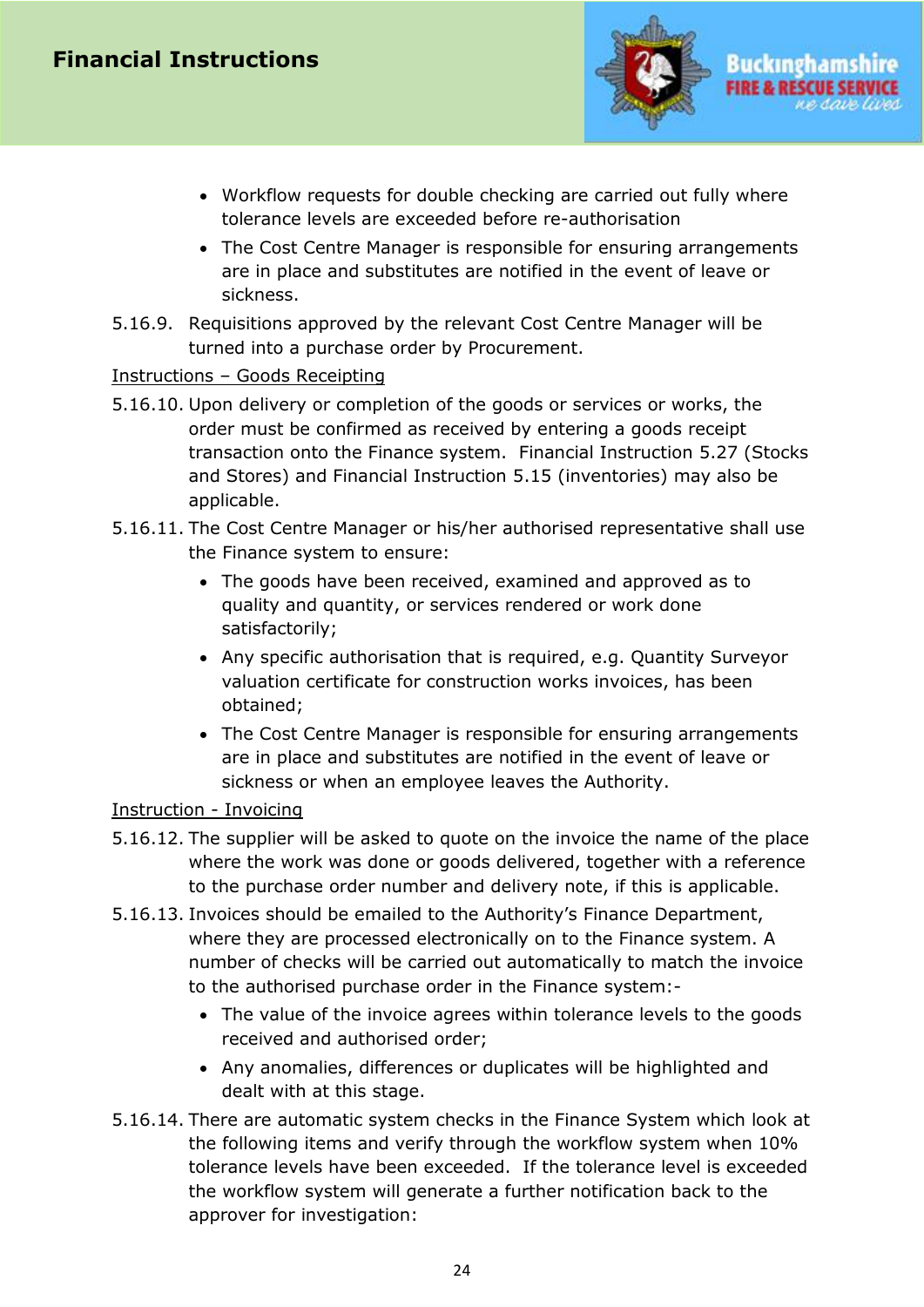- Workflow requests for double checking are carried out fully where tolerance levels are exceeded before re-authorisation
- The Cost Centre Manager is responsible for ensuring arrangements are in place and substitutes are notified in the event of leave or sickness.

5.16.9. Requisitions approved by the relevant Cost Centre Manager will be turned into a purchase order by Procurement.

<u>Instructions – Goods Receipting</u>

5.16.10. Upon delivery or completion of the goods or services or works, the order must be confirmed as received by entering a goods receipt transaction onto the Finance system. Financial Instruction 5.27 (Stocks and Stores) and Financial Instruction 5.15 (inventories) may also be applicable.

5.16.11. The Cost Centre Manager or his/her authorised representative shall use the Finance system to ensure:

- The goods have been received, examined and approved as to quality and quantity, or services rendered or work done satisfactorily;
- Any specific authorisation that is required, e.g. Quantity Surveyor valuation certificate for construction works invoices, has been obtained;
- The Cost Centre Manager is responsible for ensuring arrangements are in place and substitutes are notified in the event of leave or sickness or when an employee leaves the Authority.

<u>Instruction - Invoicing</u>

5.16.12. The supplier will be asked to quote on the invoice the name of the place where the work was done or goods delivered, together with a reference to the purchase order number and delivery note, if this is applicable.

5.16.13. Invoices should be emailed to the Authority's Finance Department, where they are processed electronically on to the Finance system. A number of checks will be carried out automatically to match the invoice to the authorised purchase order in the Finance system:-

- The value of the invoice agrees within tolerance levels to the goods received and authorised order;
- Any anomalies, differences or duplicates will be highlighted and dealt with at this stage.

5.16.14. There are automatic system checks in the Finance System which look at the following items and verify through the workflow system when 10% tolerance levels have been exceeded. If the tolerance level is exceeded the workflow system will generate a further notification back to the approver for investigation: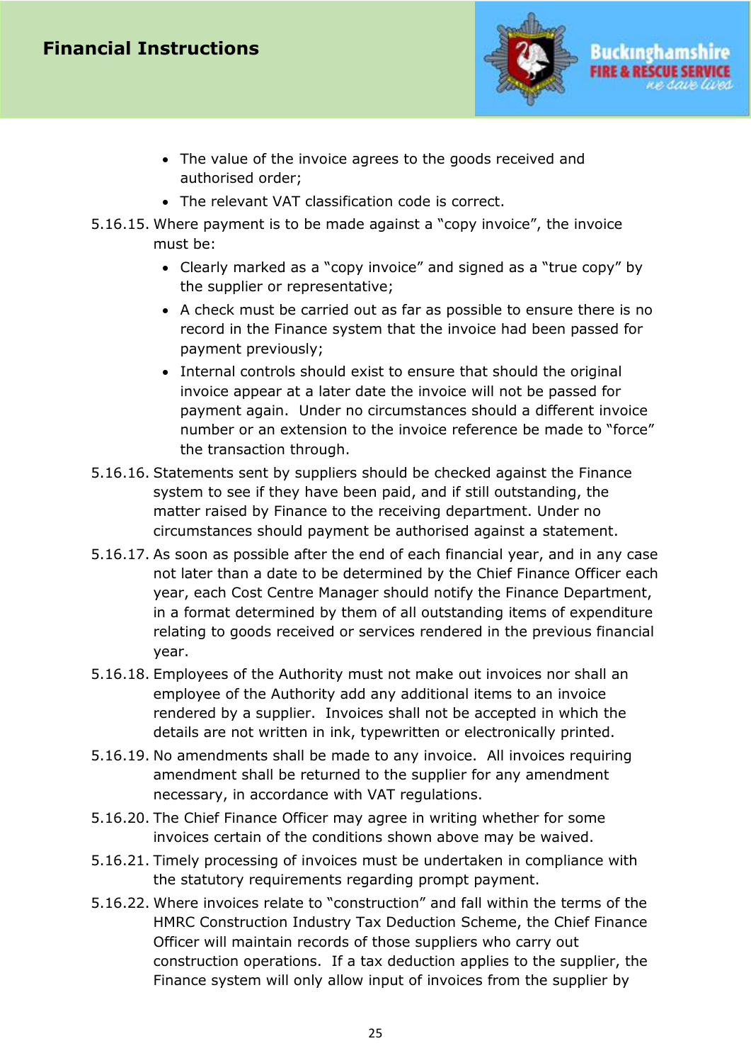- The value of the invoice agrees to the goods received and authorised order;
- The relevant VAT classification code is correct.

5.16.15. Where payment is to be made against a "copy invoice", the invoice must be:

- Clearly marked as a "copy invoice" and signed as a "true copy" by the supplier or representative;
- A check must be carried out as far as possible to ensure there is no record in the Finance system that the invoice had been passed for payment previously;
- Internal controls should exist to ensure that should the original invoice appear at a later date the invoice will not be passed for payment again. Under no circumstances should a different invoice number or an extension to the invoice reference be made to "force" the transaction through.

5.16.16. Statements sent by suppliers should be checked against the Finance system to see if they have been paid, and if still outstanding, the matter raised by Finance to the receiving department. Under no circumstances should payment be authorised against a statement.

5.16.17. As soon as possible after the end of each financial year, and in any case not later than a date to be determined by the Chief Finance Officer each year, each Cost Centre Manager should notify the Finance Department, in a format determined by them of all outstanding items of expenditure relating to goods received or services rendered in the previous financial year.

5.16.18. Employees of the Authority must not make out invoices nor shall an employee of the Authority add any additional items to an invoice rendered by a supplier. Invoices shall not be accepted in which the details are not written in ink, typewritten or electronically printed.

5.16.19. No amendments shall be made to any invoice. All invoices requiring amendment shall be returned to the supplier for any amendment necessary, in accordance with VAT regulations.

5.16.20. The Chief Finance Officer may agree in writing whether for some invoices certain of the conditions shown above may be waived.

5.16.21. Timely processing of invoices must be undertaken in compliance with the statutory requirements regarding prompt payment.

5.16.22. Where invoices relate to "construction" and fall within the terms of the HMRC Construction Industry Tax Deduction Scheme, the Chief Finance Officer will maintain records of those suppliers who carry out construction operations. If a tax deduction applies to the supplier, the Finance system will only allow input of invoices from the supplier by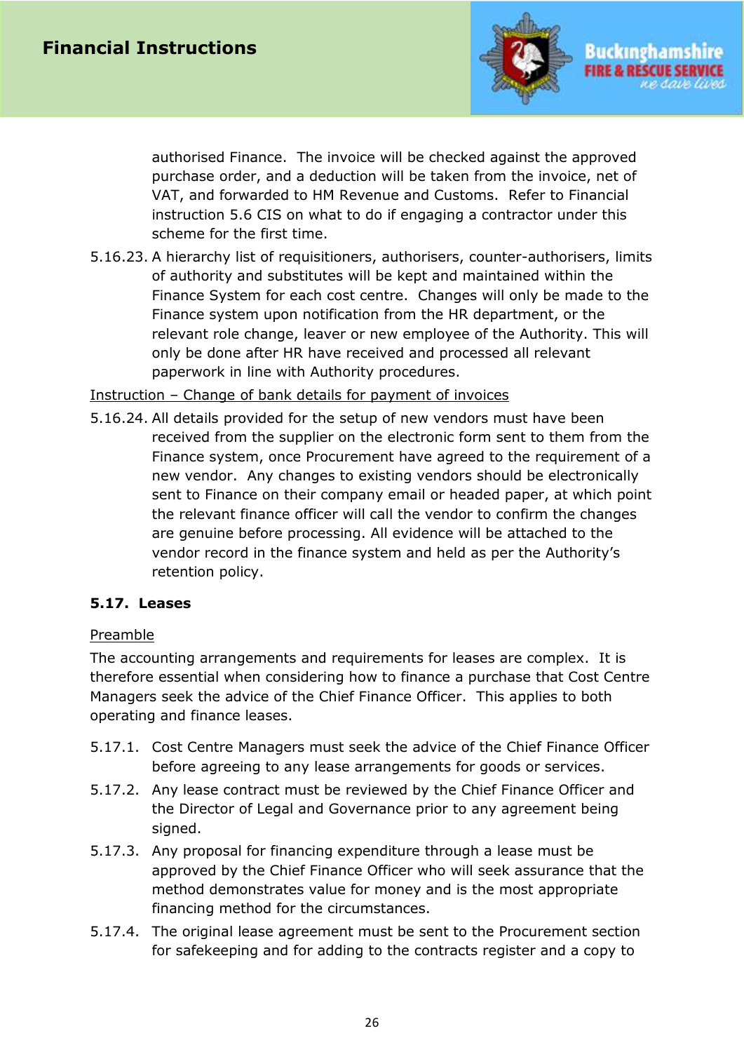authorised Finance. The invoice will be checked against the approved purchase order, and a deduction will be taken from the invoice, net of VAT, and forwarded to HM Revenue and Customs. Refer to Financial instruction 5.6 CIS on what to do if engaging a contractor under this scheme for the first time.

5.16.23. A hierarchy list of requisitioners, authorisers, counter-authorisers, limits of authority and substitutes will be kept and maintained within the Finance System for each cost centre. Changes will only be made to the Finance system upon notification from the HR department, or the relevant role change, leaver or new employee of the Authority. This will only be done after HR have received and processed all relevant paperwork in line with Authority procedures.

<u>Instruction – Change of bank details for payment of invoices</u>

5.16.24. All details provided for the setup of new vendors must have been received from the supplier on the electronic form sent to them from the Finance system, once Procurement have agreed to the requirement of a new vendor. Any changes to existing vendors should be electronically sent to Finance on their company email or headed paper, at which point the relevant finance officer will call the vendor to confirm the changes are genuine before processing. All evidence will be attached to the vendor record in the finance system and held as per the Authority's retention policy.

### 5.17. Leases

<u>Preamble</u>

The accounting arrangements and requirements for leases are complex. It is therefore essential when considering how to finance a purchase that Cost Centre Managers seek the advice of the Chief Finance Officer. This applies to both operating and finance leases.

5.17.1. Cost Centre Managers must seek the advice of the Chief Finance Officer before agreeing to any lease arrangements for goods or services.

5.17.2. Any lease contract must be reviewed by the Chief Finance Officer and the Director of Legal and Governance prior to any agreement being signed.

5.17.3. Any proposal for financing expenditure through a lease must be approved by the Chief Finance Officer who will seek assurance that the method demonstrates value for money and is the most appropriate financing method for the circumstances.

5.17.4. The original lease agreement must be sent to the Procurement section for safekeeping and for adding to the contracts register and a copy to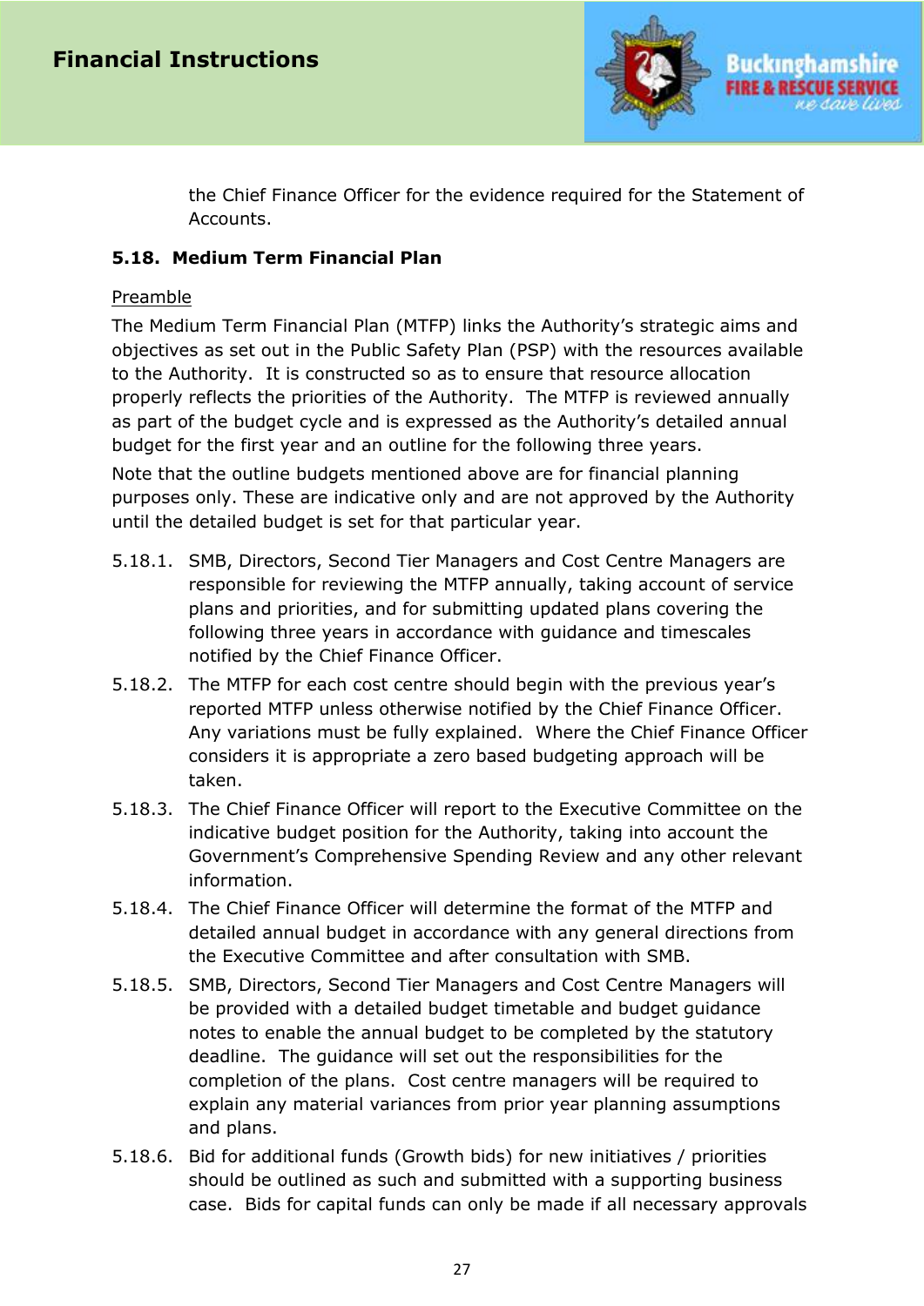the Chief Finance Officer for the evidence required for the Statement of Accounts.

### 5.18. Medium Term Financial Plan

Preamble

The Medium Term Financial Plan (MTFP) links the Authority's strategic aims and objectives as set out in the Public Safety Plan (PSP) with the resources available to the Authority. It is constructed so as to ensure that resource allocation properly reflects the priorities of the Authority. The MTFP is reviewed annually as part of the budget cycle and is expressed as the Authority's detailed annual budget for the first year and an outline for the following three years.

Note that the outline budgets mentioned above are for financial planning purposes only. These are indicative only and are not approved by the Authority until the detailed budget is set for that particular year.

5.18.1. SMB, Directors, Second Tier Managers and Cost Centre Managers are responsible for reviewing the MTFP annually, taking account of service plans and priorities, and for submitting updated plans covering the following three years in accordance with guidance and timescales notified by the Chief Finance Officer.

5.18.2. The MTFP for each cost centre should begin with the previous year's reported MTFP unless otherwise notified by the Chief Finance Officer. Any variations must be fully explained. Where the Chief Finance Officer considers it is appropriate a zero based budgeting approach will be taken.

5.18.3. The Chief Finance Officer will report to the Executive Committee on the indicative budget position for the Authority, taking into account the Government's Comprehensive Spending Review and any other relevant information.

5.18.4. The Chief Finance Officer will determine the format of the MTFP and detailed annual budget in accordance with any general directions from the Executive Committee and after consultation with SMB.

5.18.5. SMB, Directors, Second Tier Managers and Cost Centre Managers will be provided with a detailed budget timetable and budget guidance notes to enable the annual budget to be completed by the statutory deadline. The guidance will set out the responsibilities for the completion of the plans. Cost centre managers will be required to explain any material variances from prior year planning assumptions and plans.

5.18.6. Bid for additional funds (Growth bids) for new initiatives / priorities should be outlined as such and submitted with a supporting business case. Bids for capital funds can only be made if all necessary approvals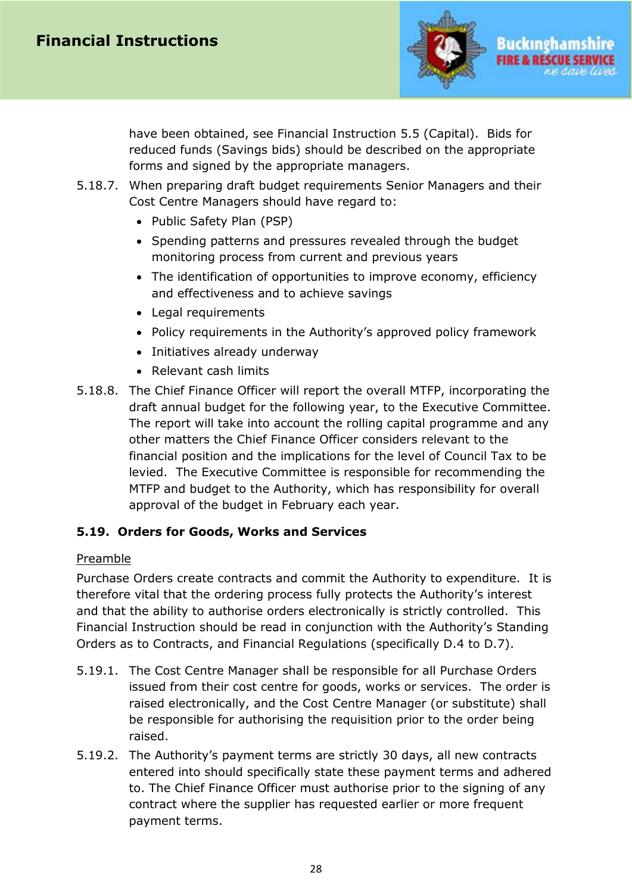have been obtained, see Financial Instruction 5.5 (Capital). Bids for reduced funds (Savings bids) should be described on the appropriate forms and signed by the appropriate managers.

5.18.7. When preparing draft budget requirements Senior Managers and their Cost Centre Managers should have regard to:

- Public Safety Plan (PSP)
- Spending patterns and pressures revealed through the budget monitoring process from current and previous years
- The identification of opportunities to improve economy, efficiency and effectiveness and to achieve savings
- Legal requirements
- Policy requirements in the Authority's approved policy framework
- Initiatives already underway
- Relevant cash limits

5.18.8. The Chief Finance Officer will report the overall MTFP, incorporating the draft annual budget for the following year, to the Executive Committee. The report will take into account the rolling capital programme and any other matters the Chief Finance Officer considers relevant to the financial position and the implications for the level of Council Tax to be levied. The Executive Committee is responsible for recommending the MTFP and budget to the Authority, which has responsibility for overall approval of the budget in February each year.

### 5.19. Orders for Goods, Works and Services

Preamble

Purchase Orders create contracts and commit the Authority to expenditure. It is therefore vital that the ordering process fully protects the Authority's interest and that the ability to authorise orders electronically is strictly controlled. This Financial Instruction should be read in conjunction with the Authority's Standing Orders as to Contracts, and Financial Regulations (specifically D.4 to D.7).

5.19.1. The Cost Centre Manager shall be responsible for all Purchase Orders issued from their cost centre for goods, works or services. The order is raised electronically, and the Cost Centre Manager (or substitute) shall be responsible for authorising the requisition prior to the order being raised.

5.19.2. The Authority's payment terms are strictly 30 days, all new contracts entered into should specifically state these payment terms and adhered to. The Chief Finance Officer must authorise prior to the signing of any contract where the supplier has requested earlier or more frequent payment terms.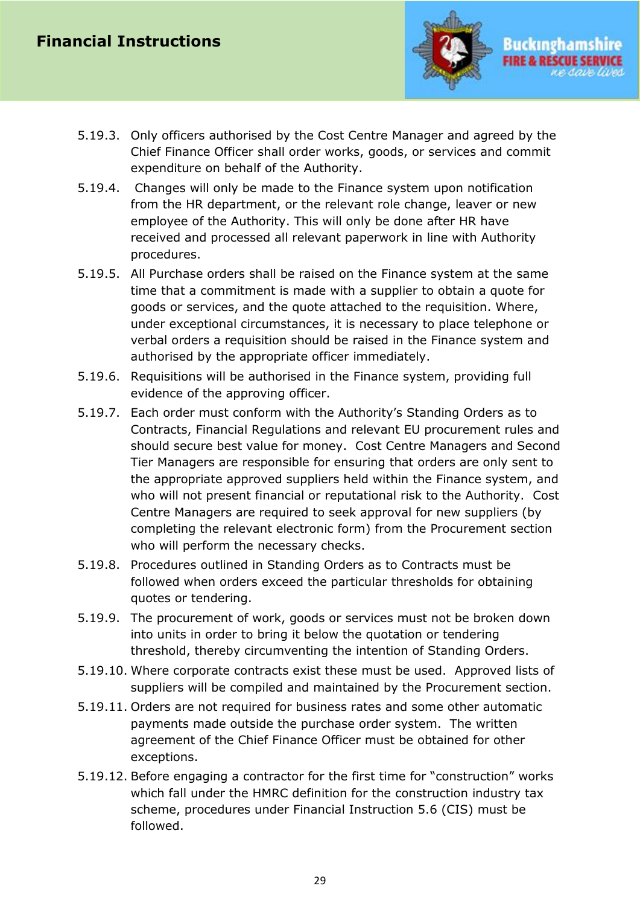5.19.3. Only officers authorised by the Cost Centre Manager and agreed by the Chief Finance Officer shall order works, goods, or services and commit expenditure on behalf of the Authority.

5.19.4. Changes will only be made to the Finance system upon notification from the HR department, or the relevant role change, leaver or new employee of the Authority. This will only be done after HR have received and processed all relevant paperwork in line with Authority procedures.

5.19.5. All Purchase orders shall be raised on the Finance system at the same time that a commitment is made with a supplier to obtain a quote for goods or services, and the quote attached to the requisition. Where, under exceptional circumstances, it is necessary to place telephone or verbal orders a requisition should be raised in the Finance system and authorised by the appropriate officer immediately.

5.19.6. Requisitions will be authorised in the Finance system, providing full evidence of the approving officer.

5.19.7. Each order must conform with the Authority's Standing Orders as to Contracts, Financial Regulations and relevant EU procurement rules and should secure best value for money. Cost Centre Managers and Second Tier Managers are responsible for ensuring that orders are only sent to the appropriate approved suppliers held within the Finance system, and who will not present financial or reputational risk to the Authority. Cost Centre Managers are required to seek approval for new suppliers (by completing the relevant electronic form) from the Procurement section who will perform the necessary checks.

5.19.8. Procedures outlined in Standing Orders as to Contracts must be followed when orders exceed the particular thresholds for obtaining quotes or tendering.

5.19.9. The procurement of work, goods or services must not be broken down into units in order to bring it below the quotation or tendering threshold, thereby circumventing the intention of Standing Orders.

5.19.10. Where corporate contracts exist these must be used. Approved lists of suppliers will be compiled and maintained by the Procurement section.

5.19.11. Orders are not required for business rates and some other automatic payments made outside the purchase order system. The written agreement of the Chief Finance Officer must be obtained for other exceptions.

5.19.12. Before engaging a contractor for the first time for "construction" works which fall under the HMRC definition for the construction industry tax scheme, procedures under Financial Instruction 5.6 (CIS) must be followed.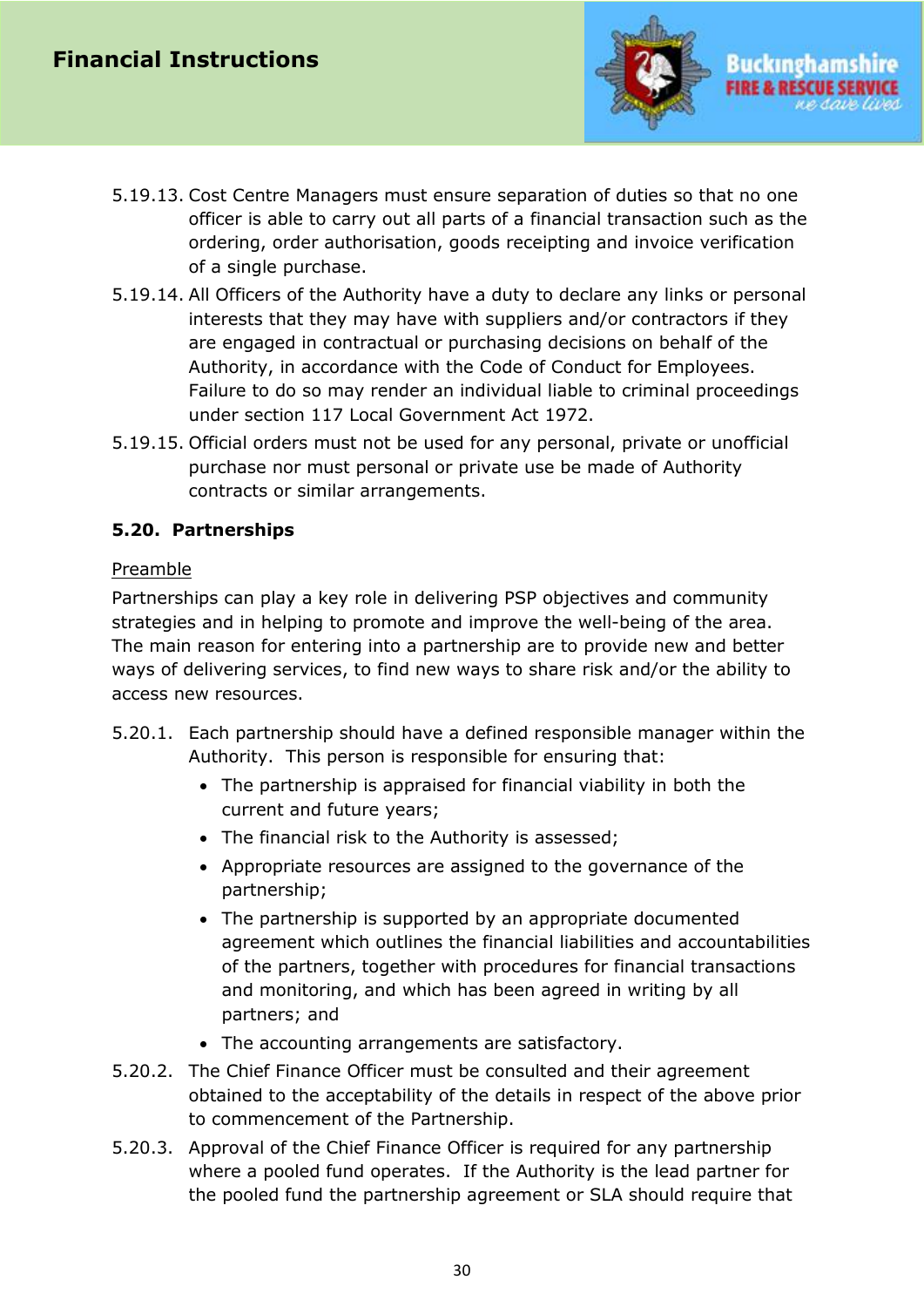5.19.13. Cost Centre Managers must ensure separation of duties so that no one officer is able to carry out all parts of a financial transaction such as the ordering, order authorisation, goods receipting and invoice verification of a single purchase.

5.19.14. All Officers of the Authority have a duty to declare any links or personal interests that they may have with suppliers and/or contractors if they are engaged in contractual or purchasing decisions on behalf of the Authority, in accordance with the Code of Conduct for Employees. Failure to do so may render an individual liable to criminal proceedings under section 117 Local Government Act 1972.

5.19.15. Official orders must not be used for any personal, private or unofficial purchase nor must personal or private use be made of Authority contracts or similar arrangements.

### 5.20. Partnerships

Preamble

Partnerships can play a key role in delivering PSP objectives and community strategies and in helping to promote and improve the well-being of the area. The main reason for entering into a partnership are to provide new and better ways of delivering services, to find new ways to share risk and/or the ability to access new resources.

5.20.1. Each partnership should have a defined responsible manager within the Authority. This person is responsible for ensuring that:

- The partnership is appraised for financial viability in both the current and future years;
- The financial risk to the Authority is assessed;
- Appropriate resources are assigned to the governance of the partnership;
- The partnership is supported by an appropriate documented agreement which outlines the financial liabilities and accountabilities of the partners, together with procedures for financial transactions and monitoring, and which has been agreed in writing by all partners; and
- The accounting arrangements are satisfactory.

5.20.2. The Chief Finance Officer must be consulted and their agreement obtained to the acceptability of the details in respect of the above prior to commencement of the Partnership.

5.20.3. Approval of the Chief Finance Officer is required for any partnership where a pooled fund operates. If the Authority is the lead partner for the pooled fund the partnership agreement or SLA should require that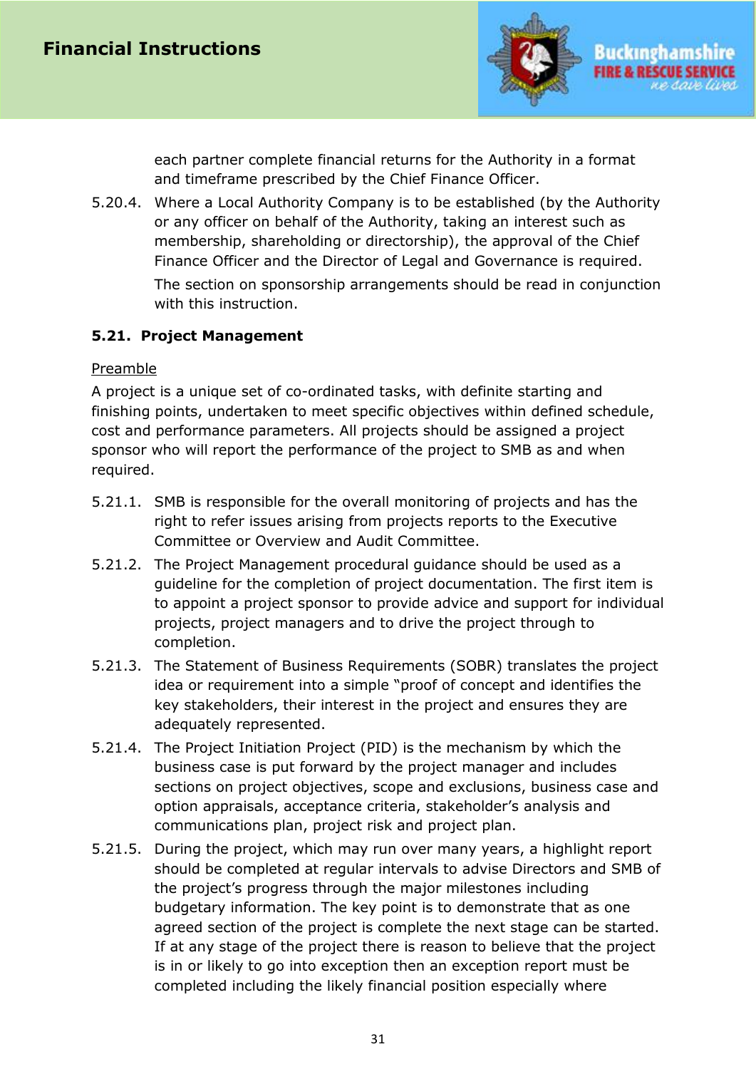each partner complete financial returns for the Authority in a format and timeframe prescribed by the Chief Finance Officer.

5.20.4. Where a Local Authority Company is to be established (by the Authority or any officer on behalf of the Authority, taking an interest such as membership, shareholding or directorship), the approval of the Chief Finance Officer and the Director of Legal and Governance is required.

The section on sponsorship arrangements should be read in conjunction with this instruction.

### 5.21. Project Management

Preamble

A project is a unique set of co-ordinated tasks, with definite starting and finishing points, undertaken to meet specific objectives within defined schedule, cost and performance parameters. All projects should be assigned a project sponsor who will report the performance of the project to SMB as and when required.

5.21.1. SMB is responsible for the overall monitoring of projects and has the right to refer issues arising from projects reports to the Executive Committee or Overview and Audit Committee.

5.21.2. The Project Management procedural guidance should be used as a guideline for the completion of project documentation. The first item is to appoint a project sponsor to provide advice and support for individual projects, project managers and to drive the project through to completion.

5.21.3. The Statement of Business Requirements (SOBR) translates the project idea or requirement into a simple "proof of concept and identifies the key stakeholders, their interest in the project and ensures they are adequately represented.

5.21.4. The Project Initiation Project (PID) is the mechanism by which the business case is put forward by the project manager and includes sections on project objectives, scope and exclusions, business case and option appraisals, acceptance criteria, stakeholder's analysis and communications plan, project risk and project plan.

5.21.5. During the project, which may run over many years, a highlight report should be completed at regular intervals to advise Directors and SMB of the project's progress through the major milestones including budgetary information. The key point is to demonstrate that as one agreed section of the project is complete the next stage can be started. If at any stage of the project there is reason to believe that the project is in or likely to go into exception then an exception report must be completed including the likely financial position especially where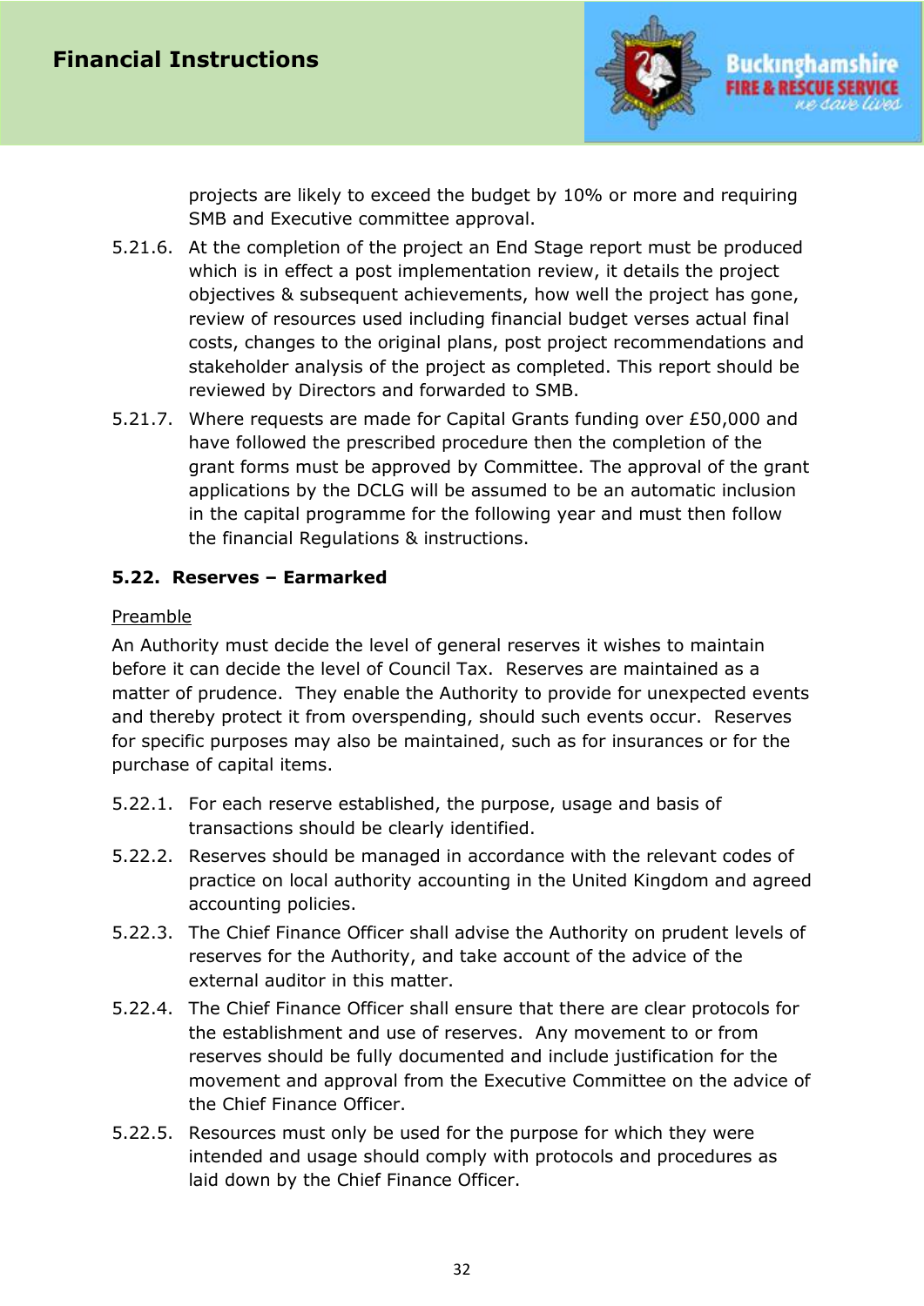projects are likely to exceed the budget by 10% or more and requiring SMB and Executive committee approval.

5.21.6. At the completion of the project an End Stage report must be produced which is in effect a post implementation review, it details the project objectives & subsequent achievements, how well the project has gone, review of resources used including financial budget verses actual final costs, changes to the original plans, post project recommendations and stakeholder analysis of the project as completed. This report should be reviewed by Directors and forwarded to SMB.

5.21.7. Where requests are made for Capital Grants funding over £50,000 and have followed the prescribed procedure then the completion of the grant forms must be approved by Committee. The approval of the grant applications by the DCLG will be assumed to be an automatic inclusion in the capital programme for the following year and must then follow the financial Regulations & instructions.

### 5.22. Reserves – Earmarked

<u>Preamble</u>

An Authority must decide the level of general reserves it wishes to maintain before it can decide the level of Council Tax. Reserves are maintained as a matter of prudence. They enable the Authority to provide for unexpected events and thereby protect it from overspending, should such events occur. Reserves for specific purposes may also be maintained, such as for insurances or for the purchase of capital items.

5.22.1. For each reserve established, the purpose, usage and basis of transactions should be clearly identified.

5.22.2. Reserves should be managed in accordance with the relevant codes of practice on local authority accounting in the United Kingdom and agreed accounting policies.

5.22.3. The Chief Finance Officer shall advise the Authority on prudent levels of reserves for the Authority, and take account of the advice of the external auditor in this matter.

5.22.4. The Chief Finance Officer shall ensure that there are clear protocols for the establishment and use of reserves. Any movement to or from reserves should be fully documented and include justification for the movement and approval from the Executive Committee on the advice of the Chief Finance Officer.

5.22.5. Resources must only be used for the purpose for which they were intended and usage should comply with protocols and procedures as laid down by the Chief Finance Officer.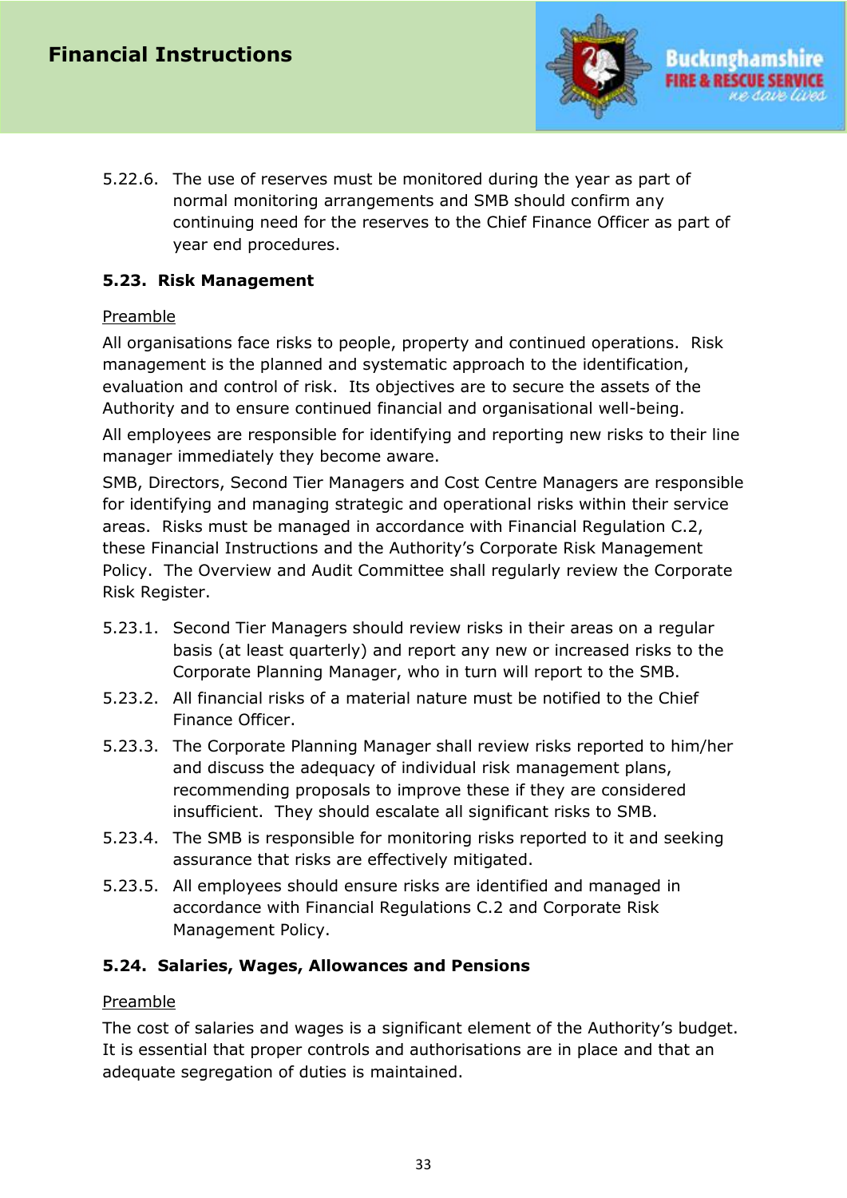5.22.6. The use of reserves must be monitored during the year as part of normal monitoring arrangements and SMB should confirm any continuing need for the reserves to the Chief Finance Officer as part of year end procedures.

### 5.23. Risk Management

Preamble

All organisations face risks to people, property and continued operations. Risk management is the planned and systematic approach to the identification, evaluation and control of risk. Its objectives are to secure the assets of the Authority and to ensure continued financial and organisational well-being.

All employees are responsible for identifying and reporting new risks to their line manager immediately they become aware.

SMB, Directors, Second Tier Managers and Cost Centre Managers are responsible for identifying and managing strategic and operational risks within their service areas. Risks must be managed in accordance with Financial Regulation C.2, these Financial Instructions and the Authority's Corporate Risk Management Policy. The Overview and Audit Committee shall regularly review the Corporate Risk Register.

5.23.1. Second Tier Managers should review risks in their areas on a regular basis (at least quarterly) and report any new or increased risks to the Corporate Planning Manager, who in turn will report to the SMB.

5.23.2. All financial risks of a material nature must be notified to the Chief Finance Officer.

5.23.3. The Corporate Planning Manager shall review risks reported to him/her and discuss the adequacy of individual risk management plans, recommending proposals to improve these if they are considered insufficient. They should escalate all significant risks to SMB.

5.23.4. The SMB is responsible for monitoring risks reported to it and seeking assurance that risks are effectively mitigated.

5.23.5. All employees should ensure risks are identified and managed in accordance with Financial Regulations C.2 and Corporate Risk Management Policy.

### 5.24. Salaries, Wages, Allowances and Pensions

Preamble

The cost of salaries and wages is a significant element of the Authority's budget. It is essential that proper controls and authorisations are in place and that an adequate segregation of duties is maintained.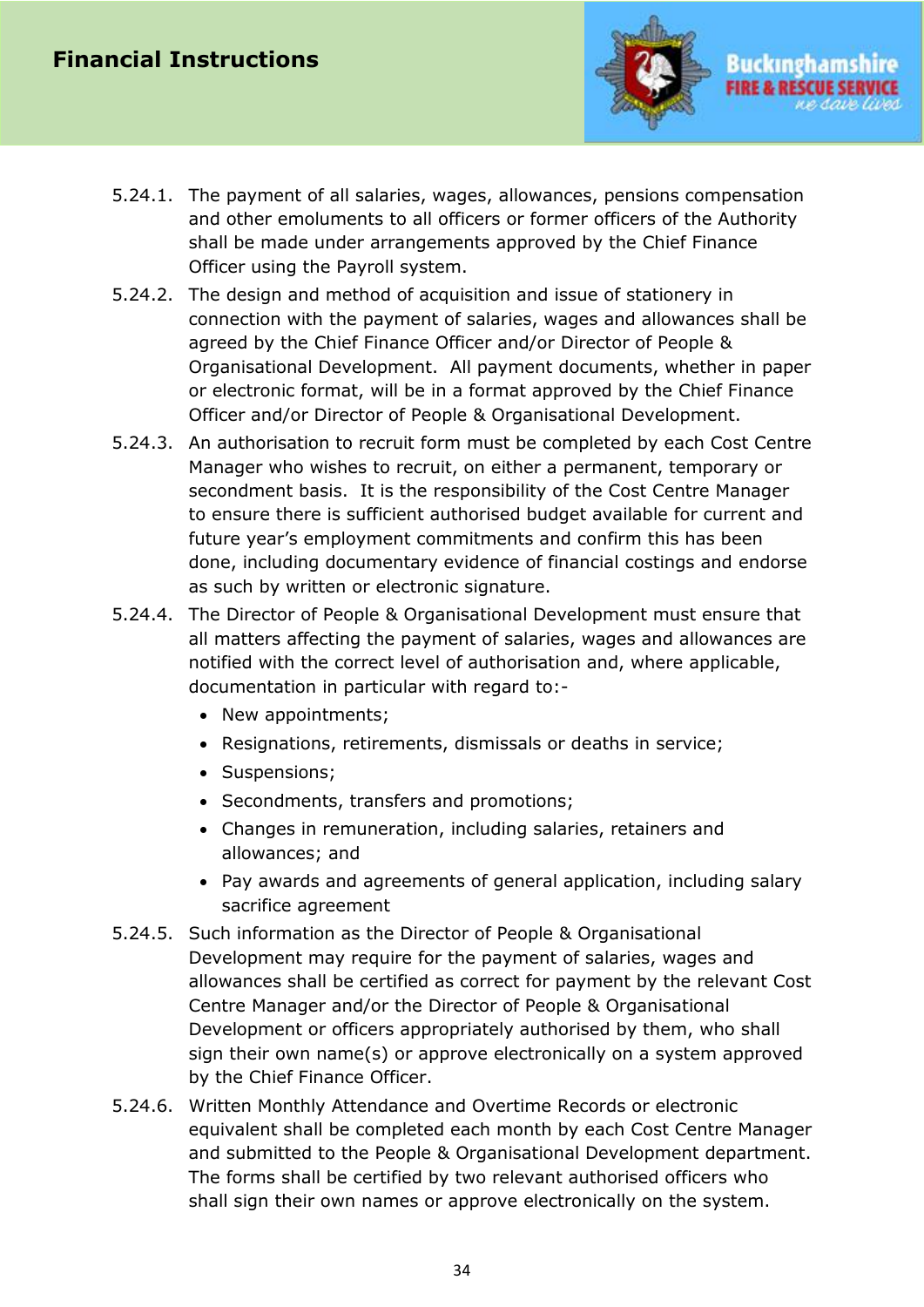5.24.1. The payment of all salaries, wages, allowances, pensions compensation and other emoluments to all officers or former officers of the Authority shall be made under arrangements approved by the Chief Finance Officer using the Payroll system.

5.24.2. The design and method of acquisition and issue of stationery in connection with the payment of salaries, wages and allowances shall be agreed by the Chief Finance Officer and/or Director of People & Organisational Development. All payment documents, whether in paper or electronic format, will be in a format approved by the Chief Finance Officer and/or Director of People & Organisational Development.

5.24.3. An authorisation to recruit form must be completed by each Cost Centre Manager who wishes to recruit, on either a permanent, temporary or secondment basis. It is the responsibility of the Cost Centre Manager to ensure there is sufficient authorised budget available for current and future year's employment commitments and confirm this has been done, including documentary evidence of financial costings and endorse as such by written or electronic signature.

5.24.4. The Director of People & Organisational Development must ensure that all matters affecting the payment of salaries, wages and allowances are notified with the correct level of authorisation and, where applicable, documentation in particular with regard to:-

- New appointments;
- Resignations, retirements, dismissals or deaths in service;
- Suspensions;
- Secondments, transfers and promotions;
- Changes in remuneration, including salaries, retainers and allowances; and
- Pay awards and agreements of general application, including salary sacrifice agreement

5.24.5. Such information as the Director of People & Organisational Development may require for the payment of salaries, wages and allowances shall be certified as correct for payment by the relevant Cost Centre Manager and/or the Director of People & Organisational Development or officers appropriately authorised by them, who shall sign their own name(s) or approve electronically on a system approved by the Chief Finance Officer.

5.24.6. Written Monthly Attendance and Overtime Records or electronic equivalent shall be completed each month by each Cost Centre Manager and submitted to the People & Organisational Development department. The forms shall be certified by two relevant authorised officers who shall sign their own names or approve electronically on the system.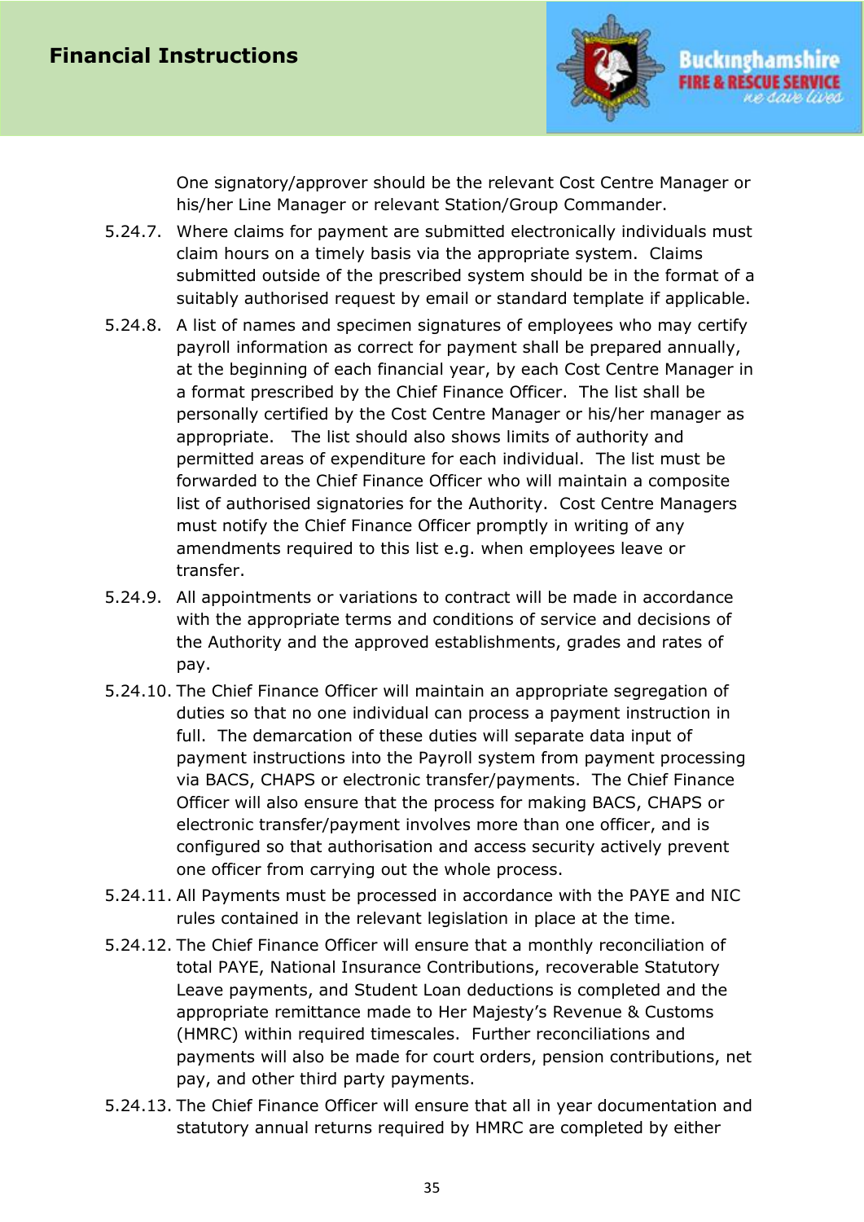One signatory/approver should be the relevant Cost Centre Manager or his/her Line Manager or relevant Station/Group Commander.

5.24.7. Where claims for payment are submitted electronically individuals must claim hours on a timely basis via the appropriate system. Claims submitted outside of the prescribed system should be in the format of a suitably authorised request by email or standard template if applicable.

5.24.8. A list of names and specimen signatures of employees who may certify payroll information as correct for payment shall be prepared annually, at the beginning of each financial year, by each Cost Centre Manager in a format prescribed by the Chief Finance Officer. The list shall be personally certified by the Cost Centre Manager or his/her manager as appropriate. The list should also shows limits of authority and permitted areas of expenditure for each individual. The list must be forwarded to the Chief Finance Officer who will maintain a composite list of authorised signatories for the Authority. Cost Centre Managers must notify the Chief Finance Officer promptly in writing of any amendments required to this list e.g. when employees leave or transfer.

5.24.9. All appointments or variations to contract will be made in accordance with the appropriate terms and conditions of service and decisions of the Authority and the approved establishments, grades and rates of pay.

5.24.10. The Chief Finance Officer will maintain an appropriate segregation of duties so that no one individual can process a payment instruction in full. The demarcation of these duties will separate data input of payment instructions into the Payroll system from payment processing via BACS, CHAPS or electronic transfer/payments. The Chief Finance Officer will also ensure that the process for making BACS, CHAPS or electronic transfer/payment involves more than one officer, and is configured so that authorisation and access security actively prevent one officer from carrying out the whole process.

5.24.11. All Payments must be processed in accordance with the PAYE and NIC rules contained in the relevant legislation in place at the time.

5.24.12. The Chief Finance Officer will ensure that a monthly reconciliation of total PAYE, National Insurance Contributions, recoverable Statutory Leave payments, and Student Loan deductions is completed and the appropriate remittance made to Her Majesty's Revenue & Customs (HMRC) within required timescales. Further reconciliations and payments will also be made for court orders, pension contributions, net pay, and other third party payments.

5.24.13. The Chief Finance Officer will ensure that all in year documentation and statutory annual returns required by HMRC are completed by either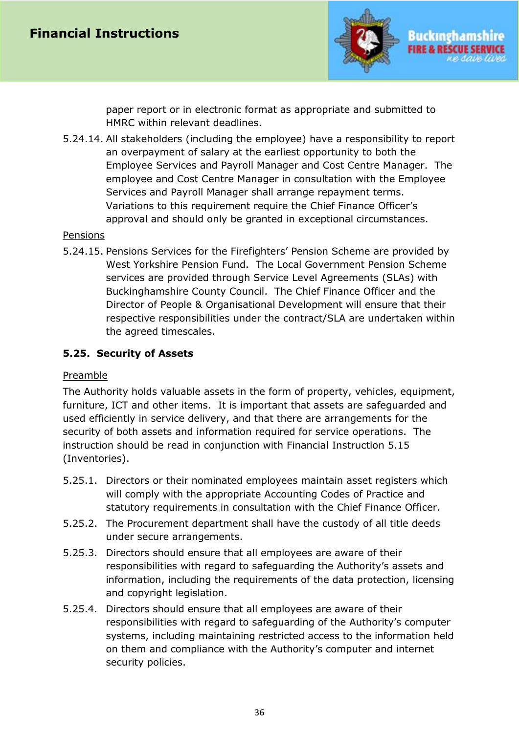paper report or in electronic format as appropriate and submitted to HMRC within relevant deadlines.

5.24.14. All stakeholders (including the employee) have a responsibility to report an overpayment of salary at the earliest opportunity to both the Employee Services and Payroll Manager and Cost Centre Manager. The employee and Cost Centre Manager in consultation with the Employee Services and Payroll Manager shall arrange repayment terms. Variations to this requirement require the Chief Finance Officer's approval and should only be granted in exceptional circumstances.

Pensions

5.24.15. Pensions Services for the Firefighters' Pension Scheme are provided by West Yorkshire Pension Fund. The Local Government Pension Scheme services are provided through Service Level Agreements (SLAs) with Buckinghamshire County Council. The Chief Finance Officer and the Director of People & Organisational Development will ensure that their respective responsibilities under the contract/SLA are undertaken within the agreed timescales.

### 5.25. Security of Assets

Preamble

The Authority holds valuable assets in the form of property, vehicles, equipment, furniture, ICT and other items. It is important that assets are safeguarded and used efficiently in service delivery, and that there are arrangements for the security of both assets and information required for service operations. The instruction should be read in conjunction with Financial Instruction 5.15 (Inventories).

5.25.1. Directors or their nominated employees maintain asset registers which will comply with the appropriate Accounting Codes of Practice and statutory requirements in consultation with the Chief Finance Officer.

5.25.2. The Procurement department shall have the custody of all title deeds under secure arrangements.

5.25.3. Directors should ensure that all employees are aware of their responsibilities with regard to safeguarding the Authority's assets and information, including the requirements of the data protection, licensing and copyright legislation.

5.25.4. Directors should ensure that all employees are aware of their responsibilities with regard to safeguarding of the Authority's computer systems, including maintaining restricted access to the information held on them and compliance with the Authority's computer and internet security policies.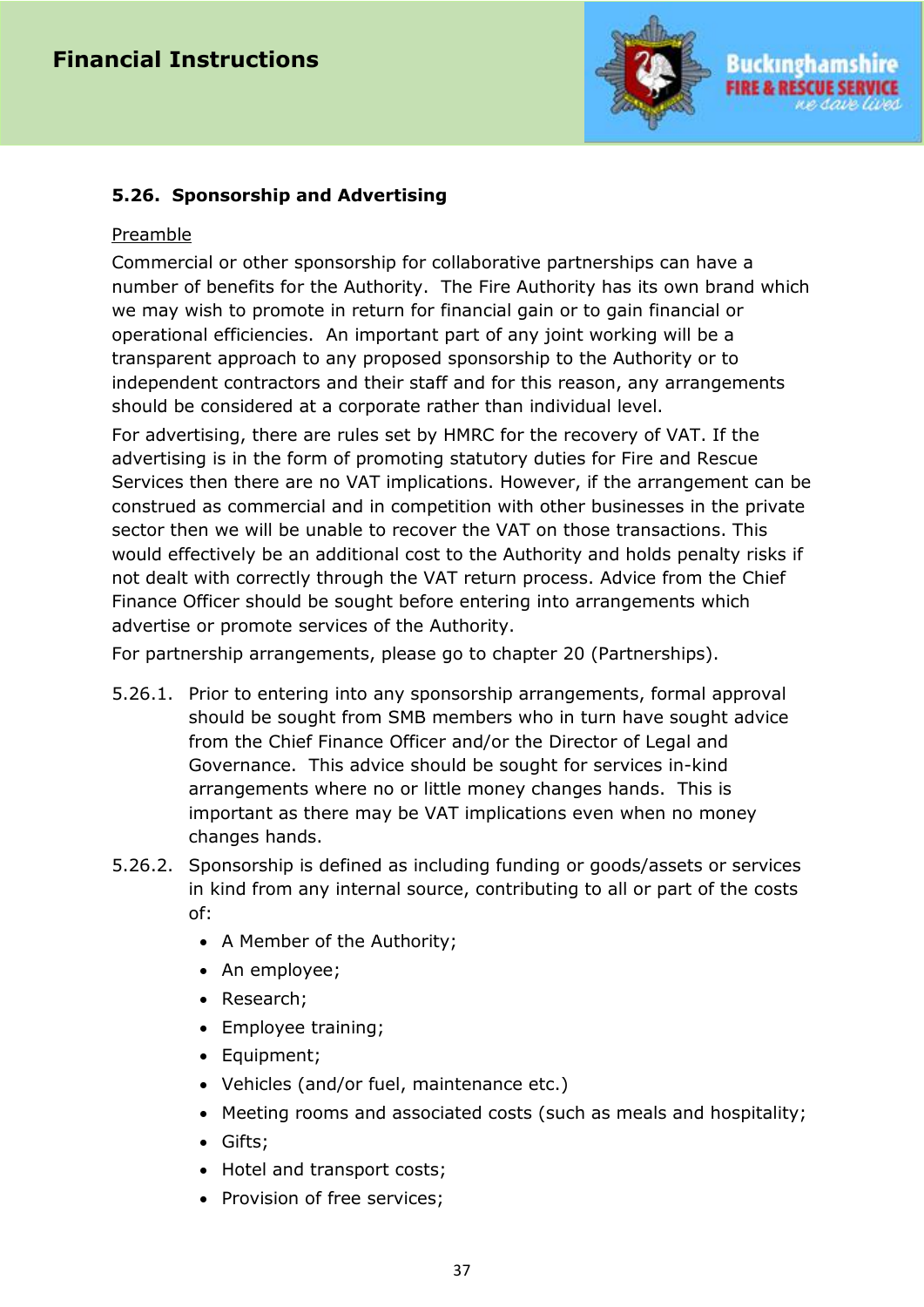### 5.26. Sponsorship and Advertising

Preamble

Commercial or other sponsorship for collaborative partnerships can have a number of benefits for the Authority. The Fire Authority has its own brand which we may wish to promote in return for financial gain or to gain financial or operational efficiencies. An important part of any joint working will be a transparent approach to any proposed sponsorship to the Authority or to independent contractors and their staff and for this reason, any arrangements should be considered at a corporate rather than individual level.

For advertising, there are rules set by HMRC for the recovery of VAT. If the advertising is in the form of promoting statutory duties for Fire and Rescue Services then there are no VAT implications. However, if the arrangement can be construed as commercial and in competition with other businesses in the private sector then we will be unable to recover the VAT on those transactions. This would effectively be an additional cost to the Authority and holds penalty risks if not dealt with correctly through the VAT return process. Advice from the Chief Finance Officer should be sought before entering into arrangements which advertise or promote services of the Authority.

For partnership arrangements, please go to chapter 20 (Partnerships).

5.26.1. Prior to entering into any sponsorship arrangements, formal approval should be sought from SMB members who in turn have sought advice from the Chief Finance Officer and/or the Director of Legal and Governance. This advice should be sought for services in-kind arrangements where no or little money changes hands. This is important as there may be VAT implications even when no money changes hands.

5.26.2. Sponsorship is defined as including funding or goods/assets or services in kind from any internal source, contributing to all or part of the costs of:

- A Member of the Authority;
- An employee;
- Research;
- Employee training;
- Equipment;
- Vehicles (and/or fuel, maintenance etc.)
- Meeting rooms and associated costs (such as meals and hospitality;
- Gifts;
- Hotel and transport costs;
- Provision of free services;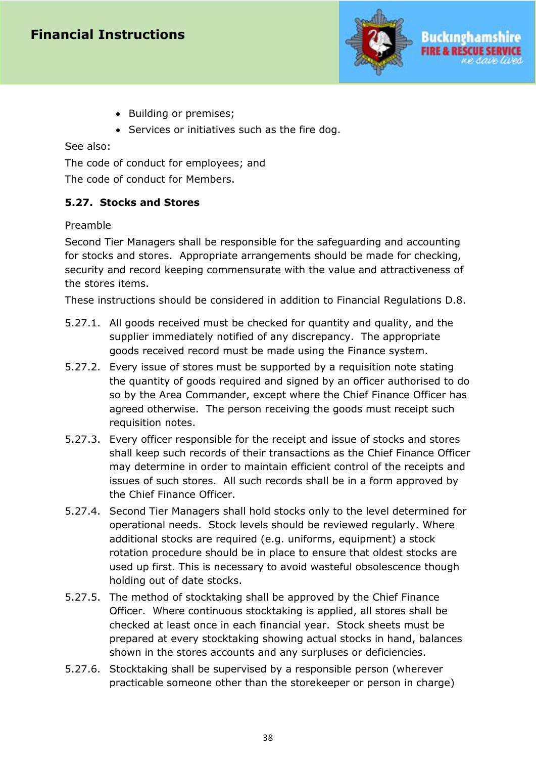- Building or premises;
- Services or initiatives such as the fire dog.

See also:

The code of conduct for employees; and

The code of conduct for Members.

### 5.27. Stocks and Stores

Preamble

Second Tier Managers shall be responsible for the safeguarding and accounting for stocks and stores. Appropriate arrangements should be made for checking, security and record keeping commensurate with the value and attractiveness of the stores items.

These instructions should be considered in addition to Financial Regulations D.8.

5.27.1. All goods received must be checked for quantity and quality, and the supplier immediately notified of any discrepancy. The appropriate goods received record must be made using the Finance system.

5.27.2. Every issue of stores must be supported by a requisition note stating the quantity of goods required and signed by an officer authorised to do so by the Area Commander, except where the Chief Finance Officer has agreed otherwise. The person receiving the goods must receipt such requisition notes.

5.27.3. Every officer responsible for the receipt and issue of stocks and stores shall keep such records of their transactions as the Chief Finance Officer may determine in order to maintain efficient control of the receipts and issues of such stores. All such records shall be in a form approved by the Chief Finance Officer.

5.27.4. Second Tier Managers shall hold stocks only to the level determined for operational needs. Stock levels should be reviewed regularly. Where additional stocks are required (e.g. uniforms, equipment) a stock rotation procedure should be in place to ensure that oldest stocks are used up first. This is necessary to avoid wasteful obsolescence though holding out of date stocks.

5.27.5. The method of stocktaking shall be approved by the Chief Finance Officer. Where continuous stocktaking is applied, all stores shall be checked at least once in each financial year. Stock sheets must be prepared at every stocktaking showing actual stocks in hand, balances shown in the stores accounts and any surpluses or deficiencies.

5.27.6. Stocktaking shall be supervised by a responsible person (wherever practicable someone other than the storekeeper or person in charge)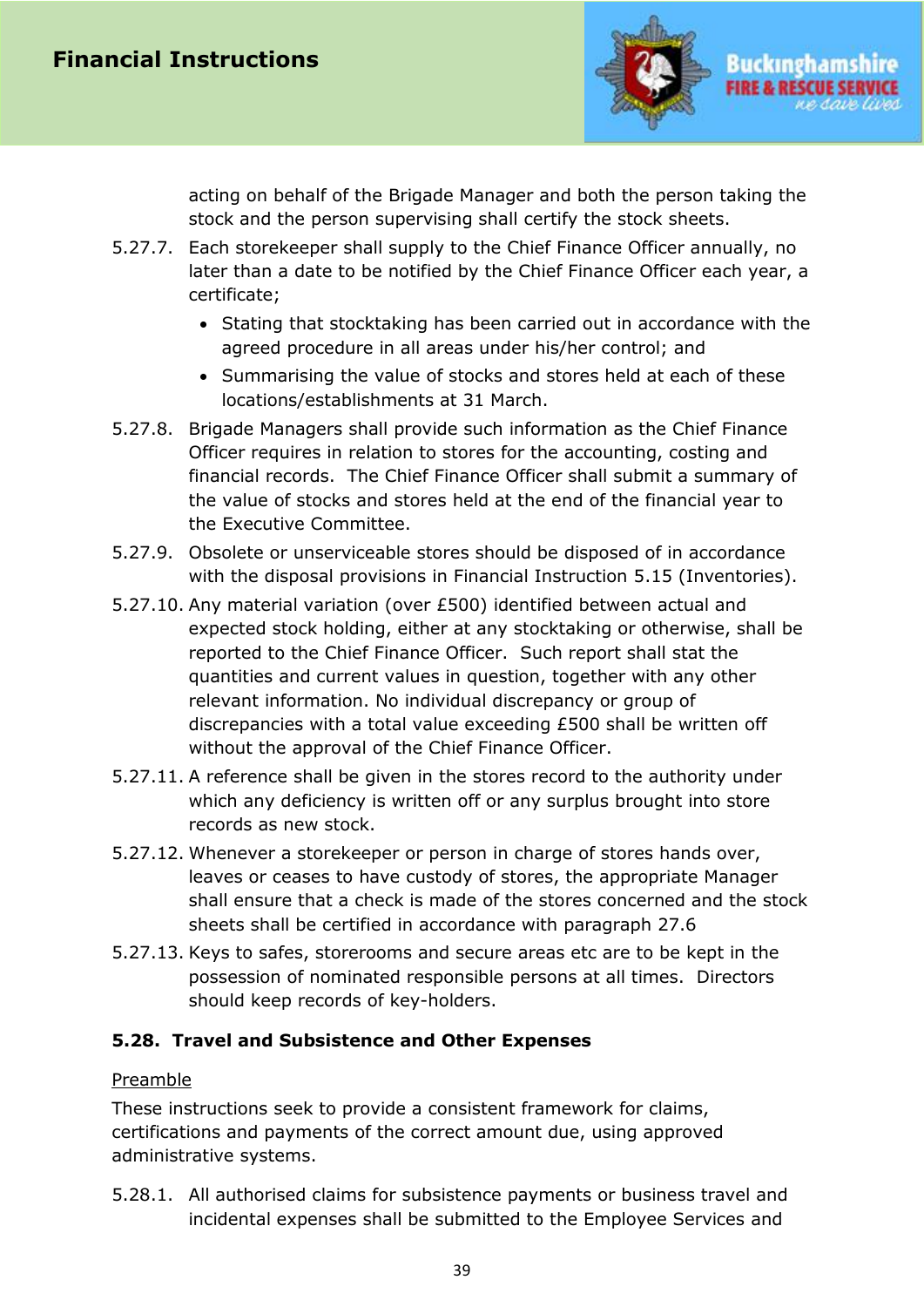acting on behalf of the Brigade Manager and both the person taking the stock and the person supervising shall certify the stock sheets.

5.27.7. Each storekeeper shall supply to the Chief Finance Officer annually, no later than a date to be notified by the Chief Finance Officer each year, a certificate;

- Stating that stocktaking has been carried out in accordance with the agreed procedure in all areas under his/her control; and
- Summarising the value of stocks and stores held at each of these locations/establishments at 31 March.

5.27.8. Brigade Managers shall provide such information as the Chief Finance Officer requires in relation to stores for the accounting, costing and financial records. The Chief Finance Officer shall submit a summary of the value of stocks and stores held at the end of the financial year to the Executive Committee.

5.27.9. Obsolete or unserviceable stores should be disposed of in accordance with the disposal provisions in Financial Instruction 5.15 (Inventories).

5.27.10. Any material variation (over £500) identified between actual and expected stock holding, either at any stocktaking or otherwise, shall be reported to the Chief Finance Officer. Such report shall stat the quantities and current values in question, together with any other relevant information. No individual discrepancy or group of discrepancies with a total value exceeding £500 shall be written off without the approval of the Chief Finance Officer.

5.27.11. A reference shall be given in the stores record to the authority under which any deficiency is written off or any surplus brought into store records as new stock.

5.27.12. Whenever a storekeeper or person in charge of stores hands over, leaves or ceases to have custody of stores, the appropriate Manager shall ensure that a check is made of the stores concerned and the stock sheets shall be certified in accordance with paragraph 27.6

5.27.13. Keys to safes, storerooms and secure areas etc are to be kept in the possession of nominated responsible persons at all times. Directors should keep records of key-holders.

### 5.28. Travel and Subsistence and Other Expenses

Preamble

These instructions seek to provide a consistent framework for claims, certifications and payments of the correct amount due, using approved administrative systems.

5.28.1. All authorised claims for subsistence payments or business travel and incidental expenses shall be submitted to the Employee Services and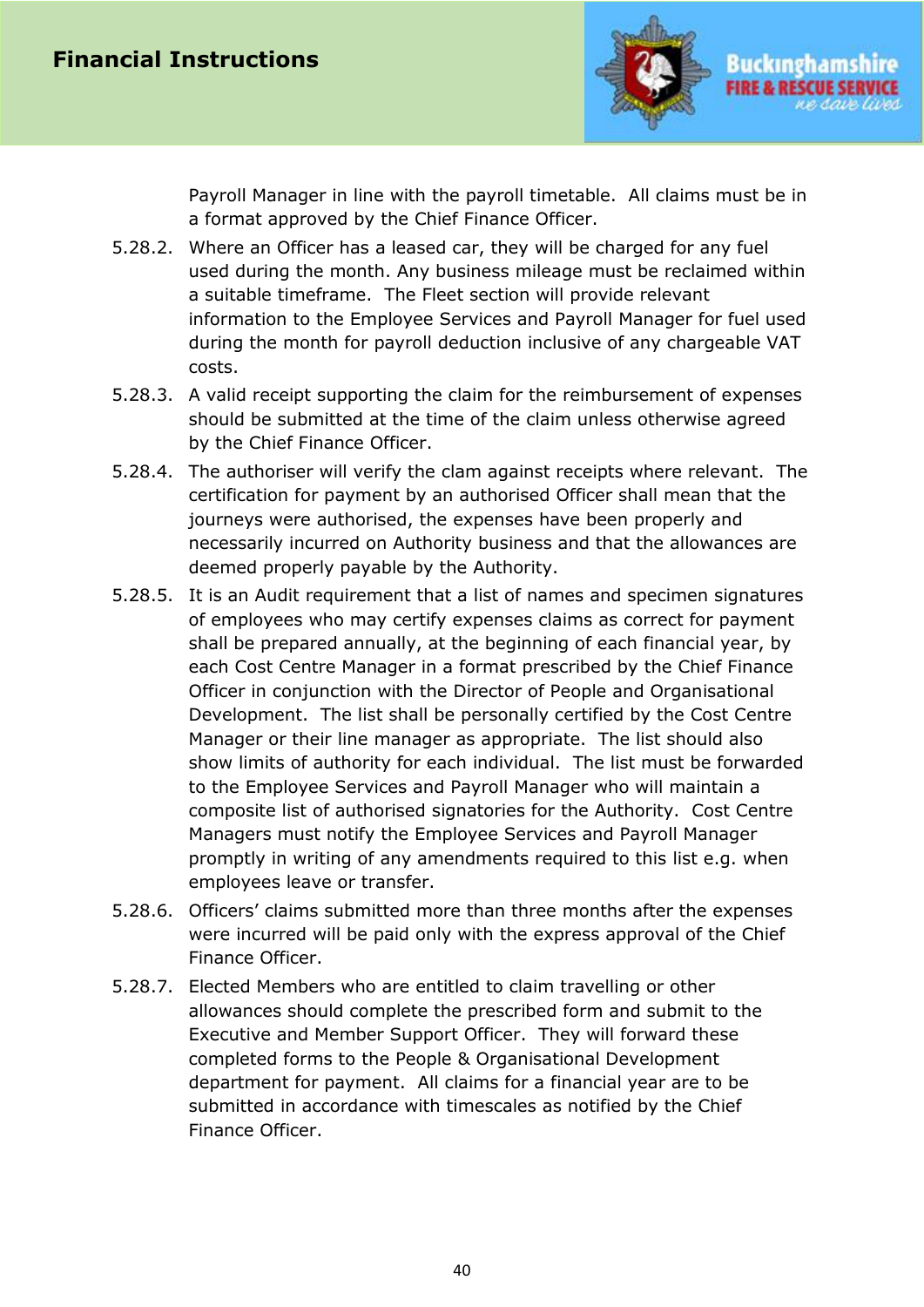Payroll Manager in line with the payroll timetable. All claims must be in a format approved by the Chief Finance Officer.

5.28.2. Where an Officer has a leased car, they will be charged for any fuel used during the month. Any business mileage must be reclaimed within a suitable timeframe. The Fleet section will provide relevant information to the Employee Services and Payroll Manager for fuel used during the month for payroll deduction inclusive of any chargeable VAT costs.

5.28.3. A valid receipt supporting the claim for the reimbursement of expenses should be submitted at the time of the claim unless otherwise agreed by the Chief Finance Officer.

5.28.4. The authoriser will verify the clam against receipts where relevant. The certification for payment by an authorised Officer shall mean that the journeys were authorised, the expenses have been properly and necessarily incurred on Authority business and that the allowances are deemed properly payable by the Authority.

5.28.5. It is an Audit requirement that a list of names and specimen signatures of employees who may certify expenses claims as correct for payment shall be prepared annually, at the beginning of each financial year, by each Cost Centre Manager in a format prescribed by the Chief Finance Officer in conjunction with the Director of People and Organisational Development. The list shall be personally certified by the Cost Centre Manager or their line manager as appropriate. The list should also show limits of authority for each individual. The list must be forwarded to the Employee Services and Payroll Manager who will maintain a composite list of authorised signatories for the Authority. Cost Centre Managers must notify the Employee Services and Payroll Manager promptly in writing of any amendments required to this list e.g. when employees leave or transfer.

5.28.6. Officers' claims submitted more than three months after the expenses were incurred will be paid only with the express approval of the Chief Finance Officer.

5.28.7. Elected Members who are entitled to claim travelling or other allowances should complete the prescribed form and submit to the Executive and Member Support Officer. They will forward these completed forms to the People & Organisational Development department for payment. All claims for a financial year are to be submitted in accordance with timescales as notified by the Chief Finance Officer.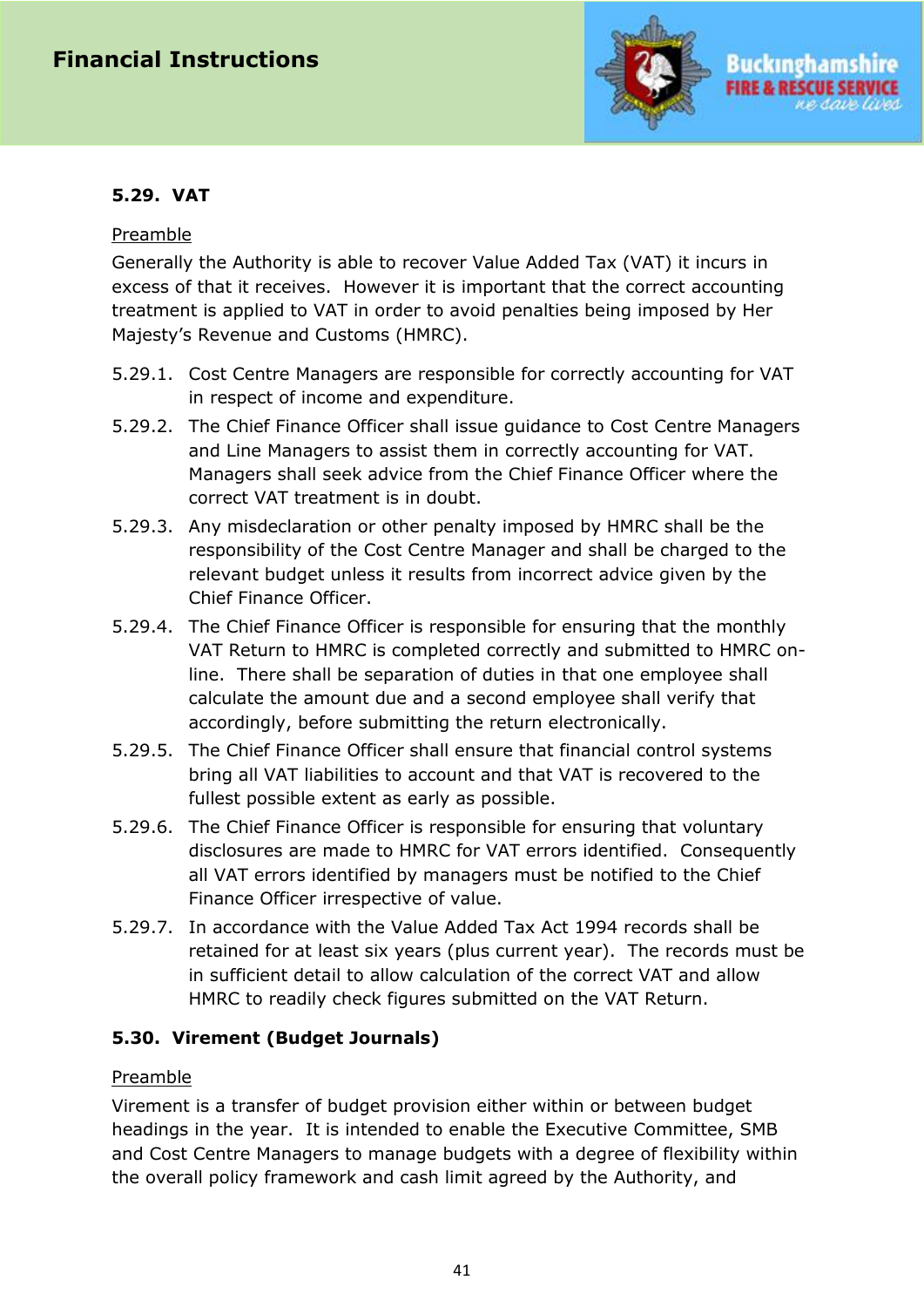### 5.29. VAT

Preamble

Generally the Authority is able to recover Value Added Tax (VAT) it incurs in excess of that it receives. However it is important that the correct accounting treatment is applied to VAT in order to avoid penalties being imposed by Her Majesty's Revenue and Customs (HMRC).

5.29.1. Cost Centre Managers are responsible for correctly accounting for VAT in respect of income and expenditure.

5.29.2. The Chief Finance Officer shall issue guidance to Cost Centre Managers and Line Managers to assist them in correctly accounting for VAT. Managers shall seek advice from the Chief Finance Officer where the correct VAT treatment is in doubt.

5.29.3. Any misdeclaration or other penalty imposed by HMRC shall be the responsibility of the Cost Centre Manager and shall be charged to the relevant budget unless it results from incorrect advice given by the Chief Finance Officer.

5.29.4. The Chief Finance Officer is responsible for ensuring that the monthly VAT Return to HMRC is completed correctly and submitted to HMRC on-line. There shall be separation of duties in that one employee shall calculate the amount due and a second employee shall verify that accordingly, before submitting the return electronically.

5.29.5. The Chief Finance Officer shall ensure that financial control systems bring all VAT liabilities to account and that VAT is recovered to the fullest possible extent as early as possible.

5.29.6. The Chief Finance Officer is responsible for ensuring that voluntary disclosures are made to HMRC for VAT errors identified. Consequently all VAT errors identified by managers must be notified to the Chief Finance Officer irrespective of value.

5.29.7. In accordance with the Value Added Tax Act 1994 records shall be retained for at least six years (plus current year). The records must be in sufficient detail to allow calculation of the correct VAT and allow HMRC to readily check figures submitted on the VAT Return.

### 5.30. Virement (Budget Journals)

Preamble

Virement is a transfer of budget provision either within or between budget headings in the year. It is intended to enable the Executive Committee, SMB and Cost Centre Managers to manage budgets with a degree of flexibility within the overall policy framework and cash limit agreed by the Authority, and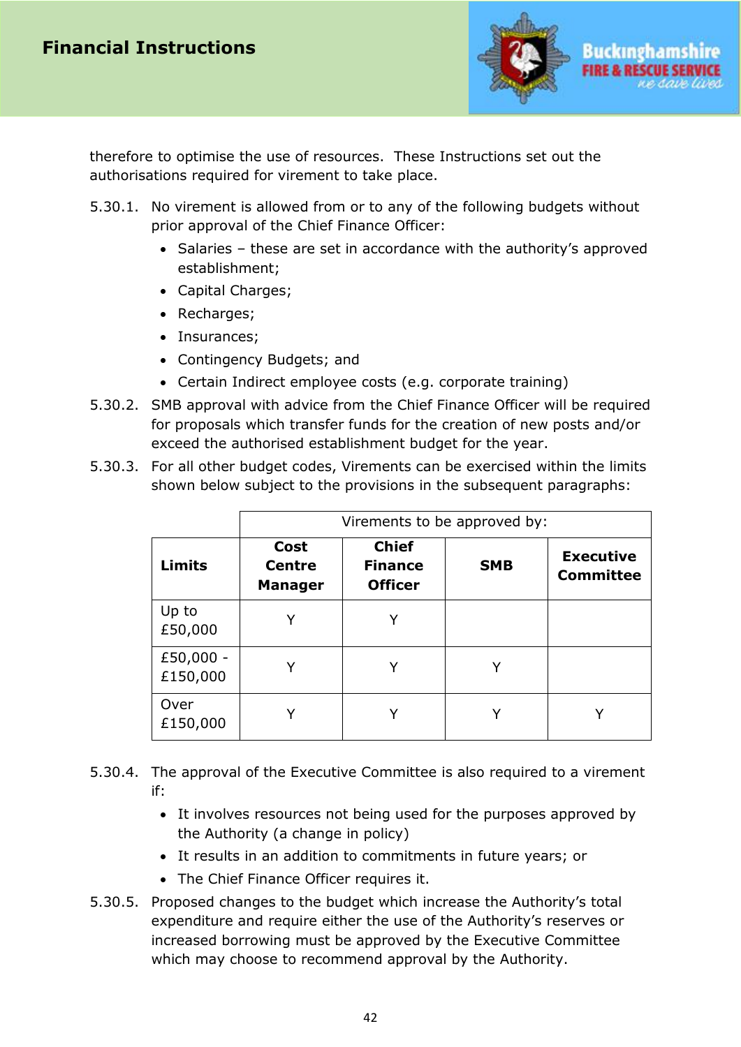therefore to optimise the use of resources. These Instructions set out the authorisations required for virement to take place.

5.30.1. No virement is allowed from or to any of the following budgets without prior approval of the Chief Finance Officer:

- Salaries – these are set in accordance with the authority's approved establishment;
- Capital Charges;
- Recharges;
- Insurances;
- Contingency Budgets; and
- Certain Indirect employee costs (e.g. corporate training)

5.30.2. SMB approval with advice from the Chief Finance Officer will be required for proposals which transfer funds for the creation of new posts and/or exceed the authorised establishment budget for the year.

5.30.3. For all other budget codes, Virements can be exercised within the limits shown below subject to the provisions in the subsequent paragraphs:

| | Virements to be approved by: | | | |
|---|---|---|---|---|
| **Limits** | **Cost Centre Manager** | **Chief Finance Officer** | **SMB** | **Executive Committee** |
| Up to £50,000 | Y | Y | | |
| £50,000 - £150,000 | Y | Y | Y | |
| Over £150,000 | Y | Y | Y | Y |

5.30.4. The approval of the Executive Committee is also required to a virement if:

- It involves resources not being used for the purposes approved by the Authority (a change in policy)
- It results in an addition to commitments in future years; or
- The Chief Finance Officer requires it.

5.30.5. Proposed changes to the budget which increase the Authority's total expenditure and require either the use of the Authority's reserves or increased borrowing must be approved by the Executive Committee which may choose to recommend approval by the Authority.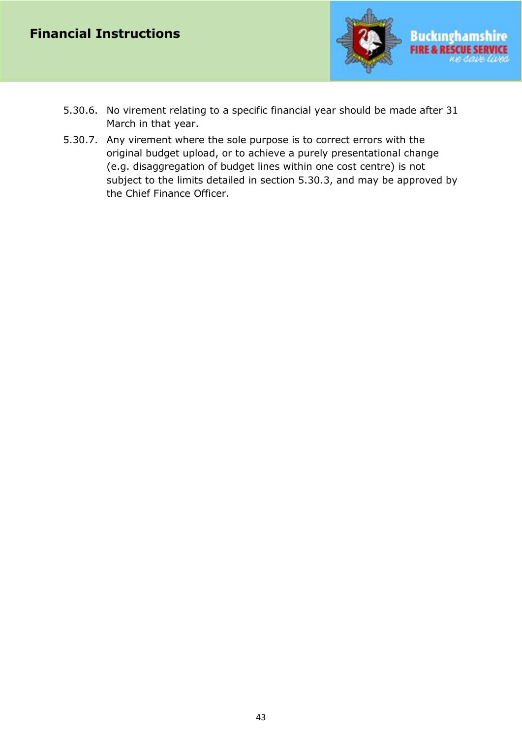5.30.6. No virement relating to a specific financial year should be made after 31 March in that year.

5.30.7. Any virement where the sole purpose is to correct errors with the original budget upload, or to achieve a purely presentational change (e.g. disaggregation of budget lines within one cost centre) is not subject to the limits detailed in section 5.30.3, and may be approved by the Chief Finance Officer.